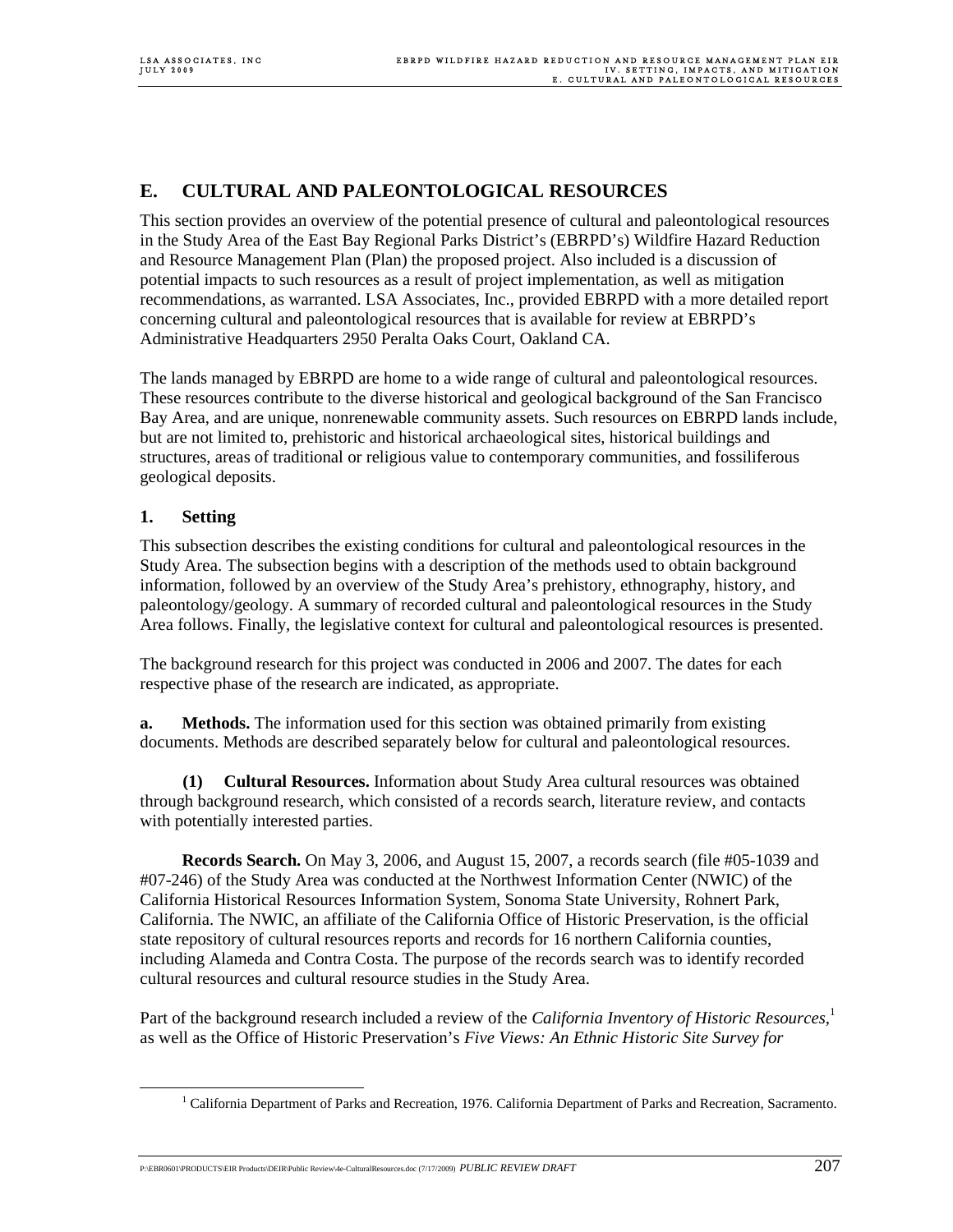## E. CULTURAL AND PALEONTOLOGICAL RESOURCES

This section provides an overview of the potential presence of cultural and paleontological resources in the Study Area of the East Bay Regional Parks District's (EBRPD's) Wildfire Hazard Reduction and Resource Management Plan (Plan) the proposed project. Also included is a discussion of potential impacts to such resources as a result of project implementation, as well as mitigation recommendations, as warranted. LSA Associates, Inc., provided EBRPD with a more detailed report concerning cultural and paleontological resources that is available for review at EBRPD's Administrative Headquarters 2950 Peralta Oaks Court, Oakland CA.

The lands managed by EBRPD are home to a wide range of cultural and paleontological resources. These resources contribute to the diverse historical and geological background of the San Francisco Bay Area, and are unique, nonrenewable community assets. Such resources on EBRPD lands include, but are not limited to, prehistoric and historical archaeological sites, historical buildings and structures, areas of traditional or religious value to contemporary communities, and fossiliferous geological deposits.

### 1. Setting

This subsection describes the existing conditions for cultural and paleontological resources in the Study Area. The subsection begins with a description of the methods used to obtain background information, followed by an overview of the Study Area's prehistory, ethnography, history, and paleontology/geology. A summary of recorded cultural and paleontological resources in the Study Area follows. Finally, the legislative context for cultural and paleontological resources is presented.

The background research for this project was conducted in 2006 and 2007. The dates for each respective phase of the research are indicated, as appropriate.

**a. Methods.** The information used for this section was obtained primarily from existing documents. Methods are described separately below for cultural and paleontological resources.

**(1) Cultural Resources.** Information about Study Area cultural resources was obtained through background research, which consisted of a records search, literature review, and contacts with potentially interested parties.

**Records Search.** On May 3, 2006, and August 15, 2007, a records search (file #05-1039 and #07-246) of the Study Area was conducted at the Northwest Information Center (NWIC) of the California Historical Resources Information System, Sonoma State University, Rohnert Park, California. The NWIC, an affiliate of the California Office of Historic Preservation, is the official state repository of cultural resources reports and records for 16 northern California counties, including Alameda and Contra Costa. The purpose of the records search was to identify recorded cultural resources and cultural resource studies in the Study Area.

Part of the background research included a review of the *California Inventory of Historic Resources*,[1] as well as the Office of Historic Preservation's *Five Views: An Ethnic Historic Site Survey for*

[1] California Department of Parks and Recreation, 1976. California Department of Parks and Recreation, Sacramento.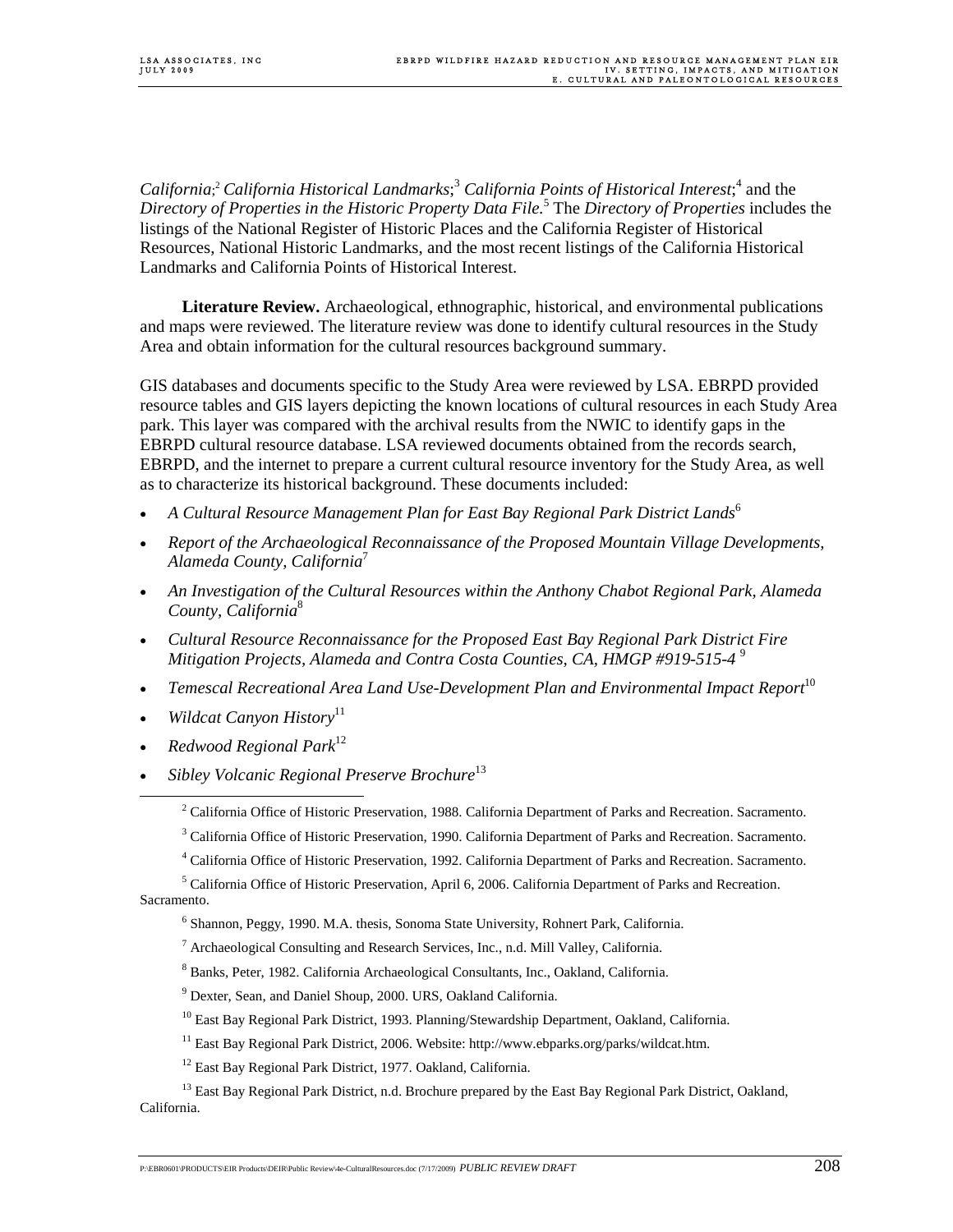*California*;[2] *California Historical Landmarks*;[3] *California Points of Historical Interest*;[4] and the *Directory of Properties in the Historic Property Data File.*[5] The *Directory of Properties* includes the listings of the National Register of Historic Places and the California Register of Historical Resources, National Historic Landmarks, and the most recent listings of the California Historical Landmarks and California Points of Historical Interest.

**Literature Review.** Archaeological, ethnographic, historical, and environmental publications and maps were reviewed. The literature review was done to identify cultural resources in the Study Area and obtain information for the cultural resources background summary.

GIS databases and documents specific to the Study Area were reviewed by LSA. EBRPD provided resource tables and GIS layers depicting the known locations of cultural resources in each Study Area park. This layer was compared with the archival results from the NWIC to identify gaps in the EBRPD cultural resource database. LSA reviewed documents obtained from the records search, EBRPD, and the internet to prepare a current cultural resource inventory for the Study Area, as well as to characterize its historical background. These documents included:

- *A Cultural Resource Management Plan for East Bay Regional Park District Lands*[6]
- *Report of the Archaeological Reconnaissance of the Proposed Mountain Village Developments, Alameda County, California*[7]
- *An Investigation of the Cultural Resources within the Anthony Chabot Regional Park, Alameda County, California*[8]
- *Cultural Resource Reconnaissance for the Proposed East Bay Regional Park District Fire Mitigation Projects, Alameda and Contra Costa Counties, CA, HMGP #919-515-4* [9]
- *Temescal Recreational Area Land Use-Development Plan and Environmental Impact Report*[10]
- *Wildcat Canyon History*[11]
- *Redwood Regional Park*[12]
- *Sibley Volcanic Regional Preserve Brochure*[13]

---

[2] California Office of Historic Preservation, 1988. California Department of Parks and Recreation. Sacramento.

[3] California Office of Historic Preservation, 1990. California Department of Parks and Recreation. Sacramento.

[4] California Office of Historic Preservation, 1992. California Department of Parks and Recreation. Sacramento.

[5] California Office of Historic Preservation, April 6, 2006. California Department of Parks and Recreation. Sacramento.

[6] Shannon, Peggy, 1990. M.A. thesis, Sonoma State University, Rohnert Park, California.

[7] Archaeological Consulting and Research Services, Inc., n.d. Mill Valley, California.

[8] Banks, Peter, 1982. California Archaeological Consultants, Inc., Oakland, California.

[9] Dexter, Sean, and Daniel Shoup, 2000. URS, Oakland California.

[10] East Bay Regional Park District, 1993. Planning/Stewardship Department, Oakland, California.

[11] East Bay Regional Park District, 2006. Website: http://www.ebparks.org/parks/wildcat.htm.

[12] East Bay Regional Park District, 1977. Oakland, California.

[13] East Bay Regional Park District, n.d. Brochure prepared by the East Bay Regional Park District, Oakland, California.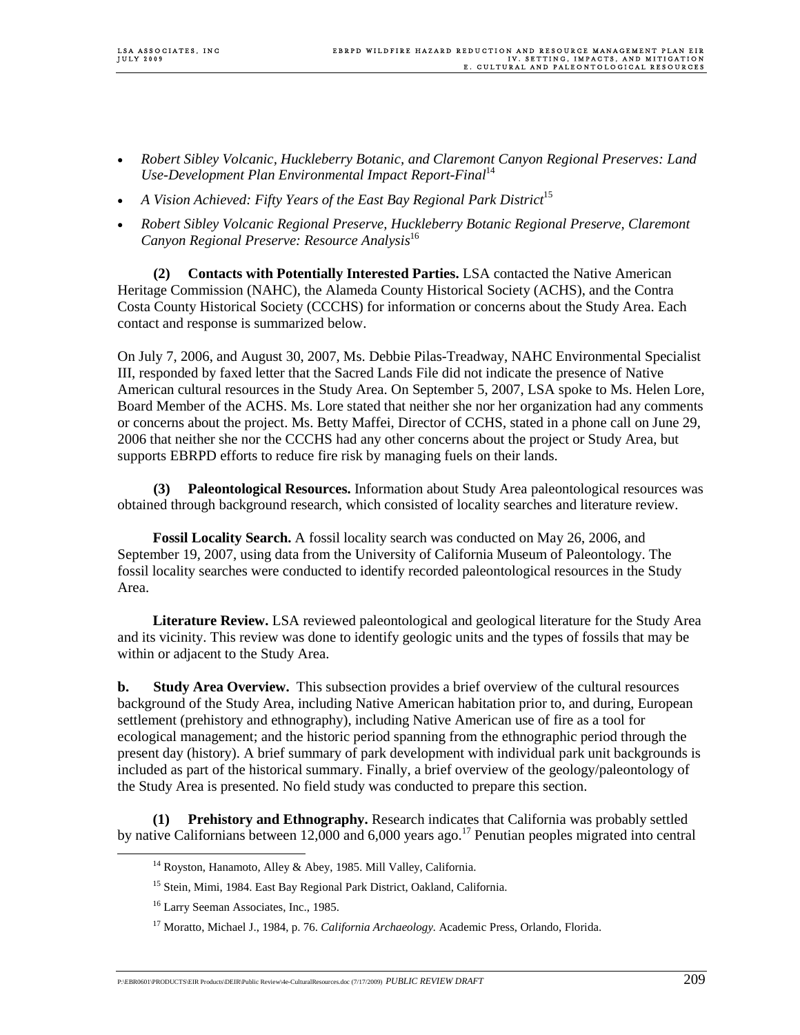- *Robert Sibley Volcanic, Huckleberry Botanic, and Claremont Canyon Regional Preserves: Land Use-Development Plan Environmental Impact Report-Final*[14]
- *A Vision Achieved: Fifty Years of the East Bay Regional Park District*[15]
- *Robert Sibley Volcanic Regional Preserve, Huckleberry Botanic Regional Preserve, Claremont Canyon Regional Preserve: Resource Analysis*[16]

**(2) Contacts with Potentially Interested Parties.** LSA contacted the Native American Heritage Commission (NAHC), the Alameda County Historical Society (ACHS), and the Contra Costa County Historical Society (CCCHS) for information or concerns about the Study Area. Each contact and response is summarized below.

On July 7, 2006, and August 30, 2007, Ms. Debbie Pilas-Treadway, NAHC Environmental Specialist III, responded by faxed letter that the Sacred Lands File did not indicate the presence of Native American cultural resources in the Study Area. On September 5, 2007, LSA spoke to Ms. Helen Lore, Board Member of the ACHS. Ms. Lore stated that neither she nor her organization had any comments or concerns about the project. Ms. Betty Maffei, Director of CCHS, stated in a phone call on June 29, 2006 that neither she nor the CCCHS had any other concerns about the project or Study Area, but supports EBRPD efforts to reduce fire risk by managing fuels on their lands.

**(3) Paleontological Resources.** Information about Study Area paleontological resources was obtained through background research, which consisted of locality searches and literature review.

**Fossil Locality Search.** A fossil locality search was conducted on May 26, 2006, and September 19, 2007, using data from the University of California Museum of Paleontology. The fossil locality searches were conducted to identify recorded paleontological resources in the Study Area.

**Literature Review.** LSA reviewed paleontological and geological literature for the Study Area and its vicinity. This review was done to identify geologic units and the types of fossils that may be within or adjacent to the Study Area.

**b. Study Area Overview.** This subsection provides a brief overview of the cultural resources background of the Study Area, including Native American habitation prior to, and during, European settlement (prehistory and ethnography), including Native American use of fire as a tool for ecological management; and the historic period spanning from the ethnographic period through the present day (history). A brief summary of park development with individual park unit backgrounds is included as part of the historical summary. Finally, a brief overview of the geology/paleontology of the Study Area is presented. No field study was conducted to prepare this section.

**(1) Prehistory and Ethnography.** Research indicates that California was probably settled by native Californians between 12,000 and 6,000 years ago.[17] Penutian peoples migrated into central

[14] Royston, Hanamoto, Alley & Abey, 1985. Mill Valley, California.

[15] Stein, Mimi, 1984. East Bay Regional Park District, Oakland, California.

[16] Larry Seeman Associates, Inc., 1985.

[17] Moratto, Michael J., 1984, p. 76. *California Archaeology.* Academic Press, Orlando, Florida.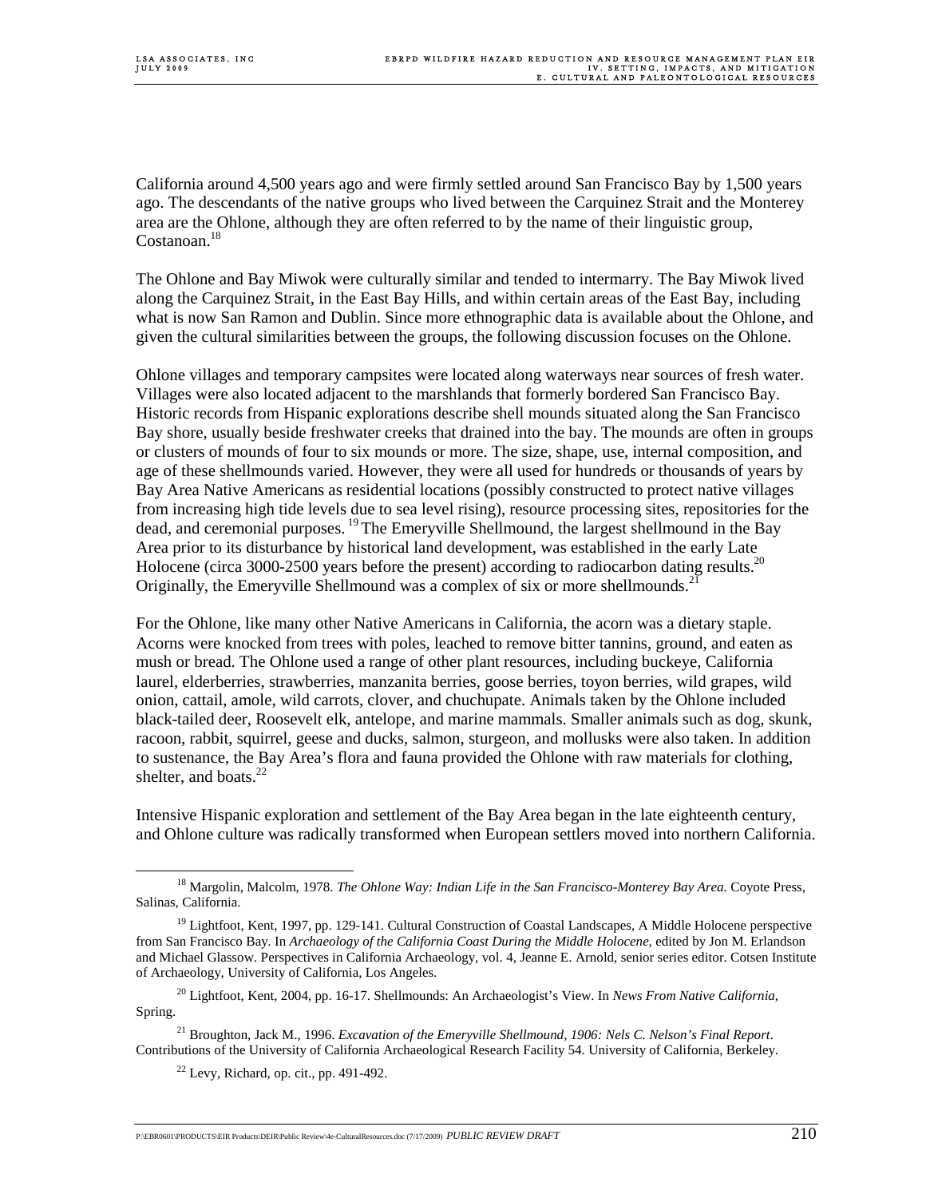California around 4,500 years ago and were firmly settled around San Francisco Bay by 1,500 years ago. The descendants of the native groups who lived between the Carquinez Strait and the Monterey area are the Ohlone, although they are often referred to by the name of their linguistic group, Costanoan.[18]

The Ohlone and Bay Miwok were culturally similar and tended to intermarry. The Bay Miwok lived along the Carquinez Strait, in the East Bay Hills, and within certain areas of the East Bay, including what is now San Ramon and Dublin. Since more ethnographic data is available about the Ohlone, and given the cultural similarities between the groups, the following discussion focuses on the Ohlone.

Ohlone villages and temporary campsites were located along waterways near sources of fresh water. Villages were also located adjacent to the marshlands that formerly bordered San Francisco Bay. Historic records from Hispanic explorations describe shell mounds situated along the San Francisco Bay shore, usually beside freshwater creeks that drained into the bay. The mounds are often in groups or clusters of mounds of four to six mounds or more. The size, shape, use, internal composition, and age of these shellmounds varied. However, they were all used for hundreds or thousands of years by Bay Area Native Americans as residential locations (possibly constructed to protect native villages from increasing high tide levels due to sea level rising), resource processing sites, repositories for the dead, and ceremonial purposes.[19] The Emeryville Shellmound, the largest shellmound in the Bay Area prior to its disturbance by historical land development, was established in the early Late Holocene (circa 3000-2500 years before the present) according to radiocarbon dating results.[20] Originally, the Emeryville Shellmound was a complex of six or more shellmounds.[21]

For the Ohlone, like many other Native Americans in California, the acorn was a dietary staple. Acorns were knocked from trees with poles, leached to remove bitter tannins, ground, and eaten as mush or bread. The Ohlone used a range of other plant resources, including buckeye, California laurel, elderberries, strawberries, manzanita berries, goose berries, toyon berries, wild grapes, wild onion, cattail, amole, wild carrots, clover, and chuchupate. Animals taken by the Ohlone included black-tailed deer, Roosevelt elk, antelope, and marine mammals. Smaller animals such as dog, skunk, racoon, rabbit, squirrel, geese and ducks, salmon, sturgeon, and mollusks were also taken. In addition to sustenance, the Bay Area's flora and fauna provided the Ohlone with raw materials for clothing, shelter, and boats.[22]

Intensive Hispanic exploration and settlement of the Bay Area began in the late eighteenth century, and Ohlone culture was radically transformed when European settlers moved into northern California.

[18] Margolin, Malcolm, 1978. *The Ohlone Way: Indian Life in the San Francisco-Monterey Bay Area.* Coyote Press, Salinas, California.

[19] Lightfoot, Kent, 1997, pp. 129-141. Cultural Construction of Coastal Landscapes, A Middle Holocene perspective from San Francisco Bay. In *Archaeology of the California Coast During the Middle Holocene,* edited by Jon M. Erlandson and Michael Glassow. Perspectives in California Archaeology, vol. 4, Jeanne E. Arnold, senior series editor. Cotsen Institute of Archaeology, University of California, Los Angeles.

[20] Lightfoot, Kent, 2004, pp. 16-17. Shellmounds: An Archaeologist's View. In *News From Native California*, Spring.

[21] Broughton, Jack M., 1996. *Excavation of the Emeryville Shellmound, 1906: Nels C. Nelson's Final Report*. Contributions of the University of California Archaeological Research Facility 54. University of California, Berkeley.

[22] Levy, Richard, op. cit., pp. 491-492.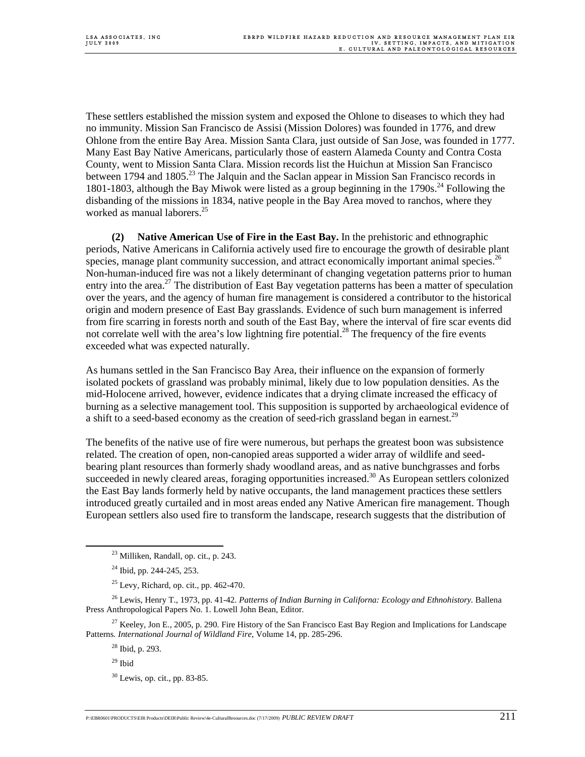These settlers established the mission system and exposed the Ohlone to diseases to which they had no immunity. Mission San Francisco de Assisi (Mission Dolores) was founded in 1776, and drew Ohlone from the entire Bay Area. Mission Santa Clara, just outside of San Jose, was founded in 1777. Many East Bay Native Americans, particularly those of eastern Alameda County and Contra Costa County, went to Mission Santa Clara. Mission records list the Huichun at Mission San Francisco between 1794 and 1805.[23] The Jalquin and the Saclan appear in Mission San Francisco records in 1801-1803, although the Bay Miwok were listed as a group beginning in the 1790s.[24] Following the disbanding of the missions in 1834, native people in the Bay Area moved to ranchos, where they worked as manual laborers.[25]

**(2) Native American Use of Fire in the East Bay.** In the prehistoric and ethnographic periods, Native Americans in California actively used fire to encourage the growth of desirable plant species, manage plant community succession, and attract economically important animal species.[26] Non-human-induced fire was not a likely determinant of changing vegetation patterns prior to human entry into the area.[27] The distribution of East Bay vegetation patterns has been a matter of speculation over the years, and the agency of human fire management is considered a contributor to the historical origin and modern presence of East Bay grasslands. Evidence of such burn management is inferred from fire scarring in forests north and south of the East Bay, where the interval of fire scar events did not correlate well with the area's low lightning fire potential.[28] The frequency of the fire events exceeded what was expected naturally.

As humans settled in the San Francisco Bay Area, their influence on the expansion of formerly isolated pockets of grassland was probably minimal, likely due to low population densities. As the mid-Holocene arrived, however, evidence indicates that a drying climate increased the efficacy of burning as a selective management tool. This supposition is supported by archaeological evidence of a shift to a seed-based economy as the creation of seed-rich grassland began in earnest.[29]

The benefits of the native use of fire were numerous, but perhaps the greatest boon was subsistence related. The creation of open, non-canopied areas supported a wider array of wildlife and seed-bearing plant resources than formerly shady woodland areas, and as native bunchgrasses and forbs succeeded in newly cleared areas, foraging opportunities increased.[30] As European settlers colonized the East Bay lands formerly held by native occupants, the land management practices these settlers introduced greatly curtailed and in most areas ended any Native American fire management. Though European settlers also used fire to transform the landscape, research suggests that the distribution of

---

[23] Milliken, Randall, op. cit., p. 243.

[24] Ibid, pp. 244-245, 253.

[25] Levy, Richard, op. cit., pp. 462-470.

[26] Lewis, Henry T., 1973, pp. 41-42. *Patterns of Indian Burning in Californa: Ecology and Ethnohistory.* Ballena Press Anthropological Papers No. 1. Lowell John Bean, Editor.

[27] Keeley, Jon E., 2005, p. 290. Fire History of the San Francisco East Bay Region and Implications for Landscape Patterns. *International Journal of Wildland Fire*, Volume 14, pp. 285-296.

[28] Ibid, p. 293.

[29] Ibid

[30] Lewis, op. cit., pp. 83-85.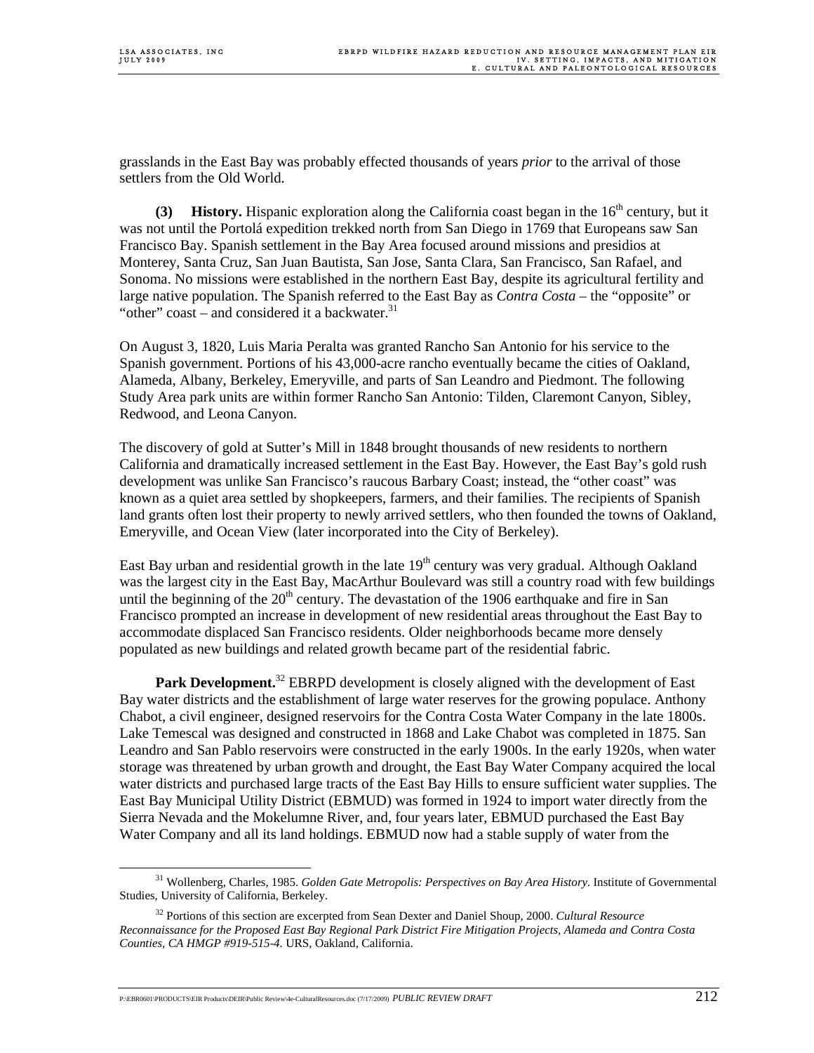grasslands in the East Bay was probably effected thousands of years *prior* to the arrival of those settlers from the Old World.

**(3) History.** Hispanic exploration along the California coast began in the 16th century, but it was not until the Portolá expedition trekked north from San Diego in 1769 that Europeans saw San Francisco Bay. Spanish settlement in the Bay Area focused around missions and presidios at Monterey, Santa Cruz, San Juan Bautista, San Jose, Santa Clara, San Francisco, San Rafael, and Sonoma. No missions were established in the northern East Bay, despite its agricultural fertility and large native population. The Spanish referred to the East Bay as *Contra Costa* – the "opposite" or "other" coast – and considered it a backwater.[31]

On August 3, 1820, Luis Maria Peralta was granted Rancho San Antonio for his service to the Spanish government. Portions of his 43,000-acre rancho eventually became the cities of Oakland, Alameda, Albany, Berkeley, Emeryville, and parts of San Leandro and Piedmont. The following Study Area park units are within former Rancho San Antonio: Tilden, Claremont Canyon, Sibley, Redwood, and Leona Canyon.

The discovery of gold at Sutter's Mill in 1848 brought thousands of new residents to northern California and dramatically increased settlement in the East Bay. However, the East Bay's gold rush development was unlike San Francisco's raucous Barbary Coast; instead, the "other coast" was known as a quiet area settled by shopkeepers, farmers, and their families. The recipients of Spanish land grants often lost their property to newly arrived settlers, who then founded the towns of Oakland, Emeryville, and Ocean View (later incorporated into the City of Berkeley).

East Bay urban and residential growth in the late 19th century was very gradual. Although Oakland was the largest city in the East Bay, MacArthur Boulevard was still a country road with few buildings until the beginning of the 20th century. The devastation of the 1906 earthquake and fire in San Francisco prompted an increase in development of new residential areas throughout the East Bay to accommodate displaced San Francisco residents. Older neighborhoods became more densely populated as new buildings and related growth became part of the residential fabric.

**Park Development.**[32] EBRPD development is closely aligned with the development of East Bay water districts and the establishment of large water reserves for the growing populace. Anthony Chabot, a civil engineer, designed reservoirs for the Contra Costa Water Company in the late 1800s. Lake Temescal was designed and constructed in 1868 and Lake Chabot was completed in 1875. San Leandro and San Pablo reservoirs were constructed in the early 1900s. In the early 1920s, when water storage was threatened by urban growth and drought, the East Bay Water Company acquired the local water districts and purchased large tracts of the East Bay Hills to ensure sufficient water supplies. The East Bay Municipal Utility District (EBMUD) was formed in 1924 to import water directly from the Sierra Nevada and the Mokelumne River, and, four years later, EBMUD purchased the East Bay Water Company and all its land holdings. EBMUD now had a stable supply of water from the

---

[31] Wollenberg, Charles, 1985. *Golden Gate Metropolis: Perspectives on Bay Area History*. Institute of Governmental Studies, University of California, Berkeley.

[32] Portions of this section are excerpted from Sean Dexter and Daniel Shoup, 2000. *Cultural Resource Reconnaissance for the Proposed East Bay Regional Park District Fire Mitigation Projects, Alameda and Contra Costa Counties, CA HMGP #919-515-4*. URS, Oakland, California.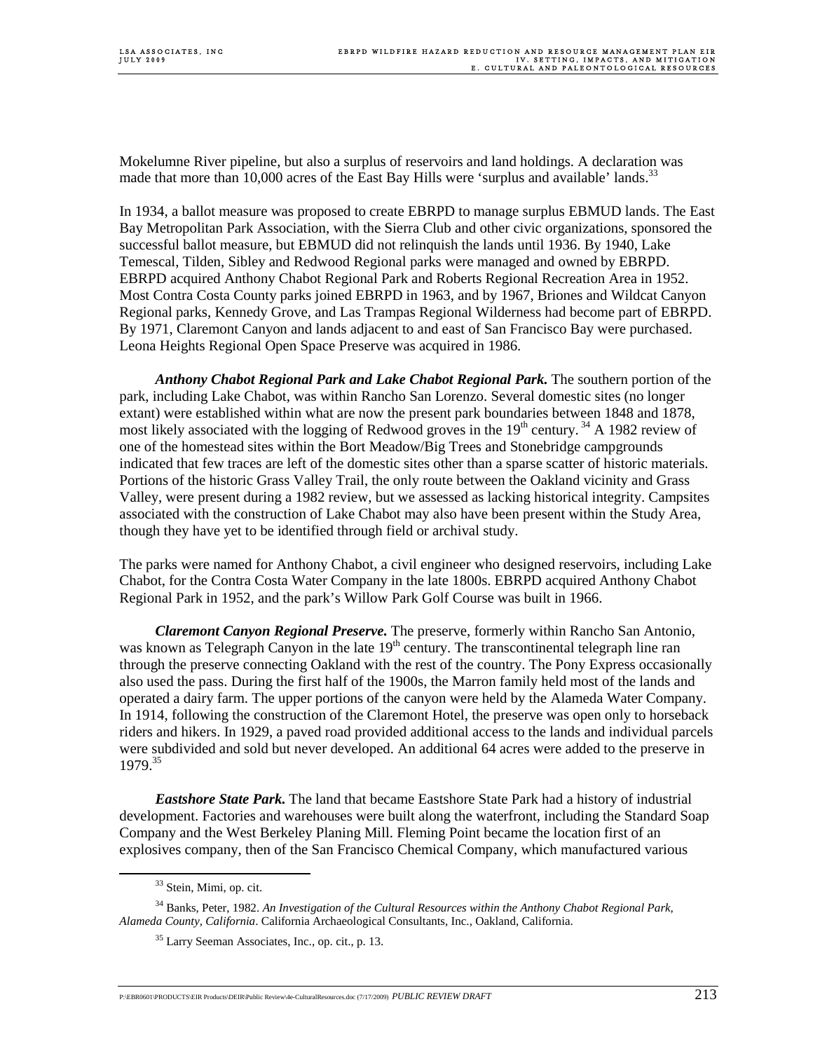Mokelumne River pipeline, but also a surplus of reservoirs and land holdings. A declaration was made that more than 10,000 acres of the East Bay Hills were 'surplus and available' lands.[33]

In 1934, a ballot measure was proposed to create EBRPD to manage surplus EBMUD lands. The East Bay Metropolitan Park Association, with the Sierra Club and other civic organizations, sponsored the successful ballot measure, but EBMUD did not relinquish the lands until 1936. By 1940, Lake Temescal, Tilden, Sibley and Redwood Regional parks were managed and owned by EBRPD. EBRPD acquired Anthony Chabot Regional Park and Roberts Regional Recreation Area in 1952. Most Contra Costa County parks joined EBRPD in 1963, and by 1967, Briones and Wildcat Canyon Regional parks, Kennedy Grove, and Las Trampas Regional Wilderness had become part of EBRPD. By 1971, Claremont Canyon and lands adjacent to and east of San Francisco Bay were purchased. Leona Heights Regional Open Space Preserve was acquired in 1986.

***Anthony Chabot Regional Park and Lake Chabot Regional Park.*** The southern portion of the park, including Lake Chabot, was within Rancho San Lorenzo. Several domestic sites (no longer extant) were established within what are now the present park boundaries between 1848 and 1878, most likely associated with the logging of Redwood groves in the 19th century.[34] A 1982 review of one of the homestead sites within the Bort Meadow/Big Trees and Stonebridge campgrounds indicated that few traces are left of the domestic sites other than a sparse scatter of historic materials. Portions of the historic Grass Valley Trail, the only route between the Oakland vicinity and Grass Valley, were present during a 1982 review, but we assessed as lacking historical integrity. Campsites associated with the construction of Lake Chabot may also have been present within the Study Area, though they have yet to be identified through field or archival study.

The parks were named for Anthony Chabot, a civil engineer who designed reservoirs, including Lake Chabot, for the Contra Costa Water Company in the late 1800s. EBRPD acquired Anthony Chabot Regional Park in 1952, and the park's Willow Park Golf Course was built in 1966.

***Claremont Canyon Regional Preserve.*** The preserve, formerly within Rancho San Antonio, was known as Telegraph Canyon in the late 19th century. The transcontinental telegraph line ran through the preserve connecting Oakland with the rest of the country. The Pony Express occasionally also used the pass. During the first half of the 1900s, the Marron family held most of the lands and operated a dairy farm. The upper portions of the canyon were held by the Alameda Water Company. In 1914, following the construction of the Claremont Hotel, the preserve was open only to horseback riders and hikers. In 1929, a paved road provided additional access to the lands and individual parcels were subdivided and sold but never developed. An additional 64 acres were added to the preserve in 1979.[35]

***Eastshore State Park.*** The land that became Eastshore State Park had a history of industrial development. Factories and warehouses were built along the waterfront, including the Standard Soap Company and the West Berkeley Planing Mill. Fleming Point became the location first of an explosives company, then of the San Francisco Chemical Company, which manufactured various

---

[33] Stein, Mimi, op. cit.

[34] Banks, Peter, 1982. *An Investigation of the Cultural Resources within the Anthony Chabot Regional Park, Alameda County, California*. California Archaeological Consultants, Inc., Oakland, California.

[35] Larry Seeman Associates, Inc., op. cit., p. 13.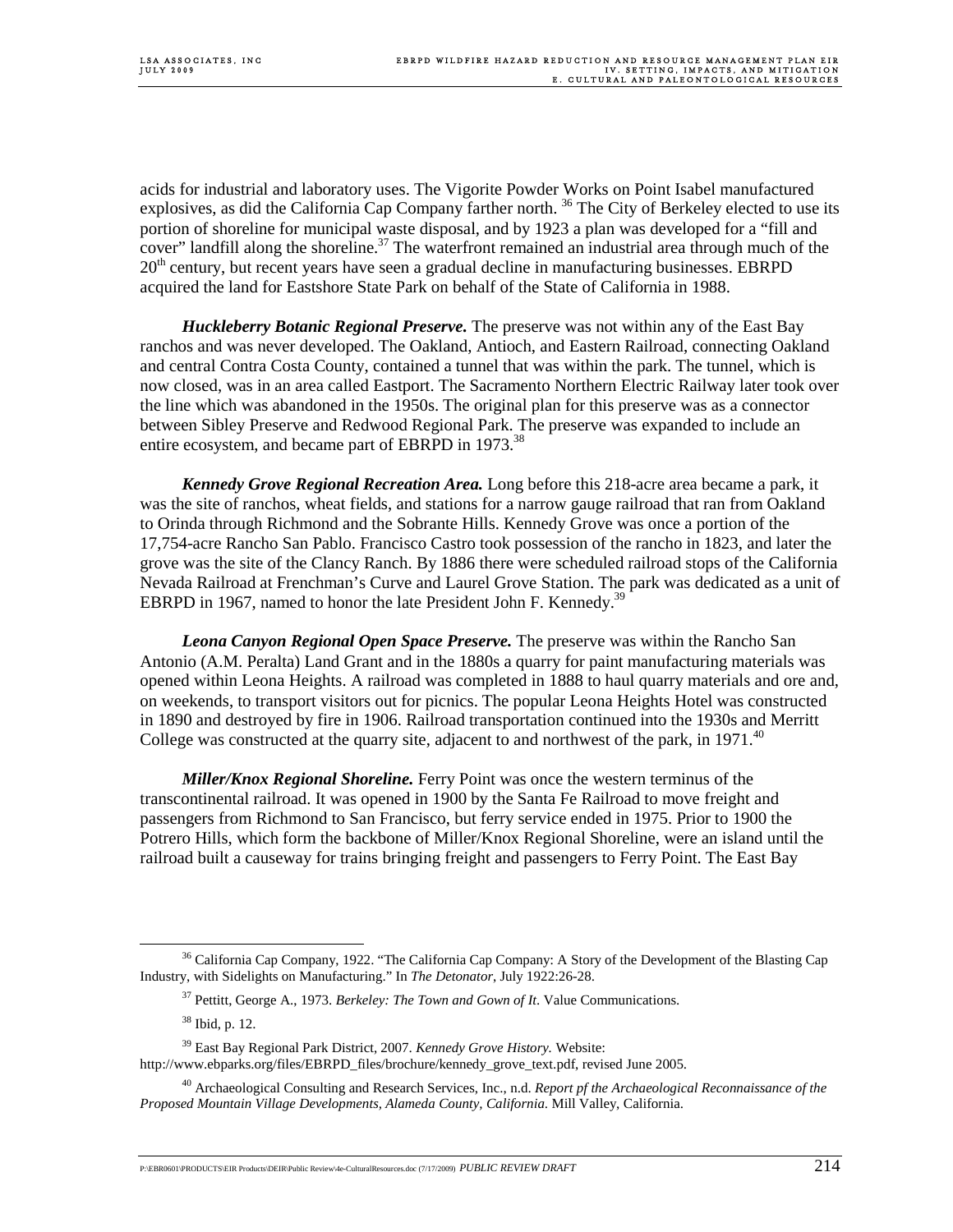acids for industrial and laboratory uses. The Vigorite Powder Works on Point Isabel manufactured explosives, as did the California Cap Company farther north. [36] The City of Berkeley elected to use its portion of shoreline for municipal waste disposal, and by 1923 a plan was developed for a "fill and cover" landfill along the shoreline.[37] The waterfront remained an industrial area through much of the 20th century, but recent years have seen a gradual decline in manufacturing businesses. EBRPD acquired the land for Eastshore State Park on behalf of the State of California in 1988.

***Huckleberry Botanic Regional Preserve.*** The preserve was not within any of the East Bay ranchos and was never developed. The Oakland, Antioch, and Eastern Railroad, connecting Oakland and central Contra Costa County, contained a tunnel that was within the park. The tunnel, which is now closed, was in an area called Eastport. The Sacramento Northern Electric Railway later took over the line which was abandoned in the 1950s. The original plan for this preserve was as a connector between Sibley Preserve and Redwood Regional Park. The preserve was expanded to include an entire ecosystem, and became part of EBRPD in 1973.[38]

***Kennedy Grove Regional Recreation Area.*** Long before this 218-acre area became a park, it was the site of ranchos, wheat fields, and stations for a narrow gauge railroad that ran from Oakland to Orinda through Richmond and the Sobrante Hills. Kennedy Grove was once a portion of the 17,754-acre Rancho San Pablo. Francisco Castro took possession of the rancho in 1823, and later the grove was the site of the Clancy Ranch. By 1886 there were scheduled railroad stops of the California Nevada Railroad at Frenchman's Curve and Laurel Grove Station. The park was dedicated as a unit of EBRPD in 1967, named to honor the late President John F. Kennedy.[39]

***Leona Canyon Regional Open Space Preserve.*** The preserve was within the Rancho San Antonio (A.M. Peralta) Land Grant and in the 1880s a quarry for paint manufacturing materials was opened within Leona Heights. A railroad was completed in 1888 to haul quarry materials and ore and, on weekends, to transport visitors out for picnics. The popular Leona Heights Hotel was constructed in 1890 and destroyed by fire in 1906. Railroad transportation continued into the 1930s and Merritt College was constructed at the quarry site, adjacent to and northwest of the park, in 1971.[40]

***Miller/Knox Regional Shoreline.*** Ferry Point was once the western terminus of the transcontinental railroad. It was opened in 1900 by the Santa Fe Railroad to move freight and passengers from Richmond to San Francisco, but ferry service ended in 1975. Prior to 1900 the Potrero Hills, which form the backbone of Miller/Knox Regional Shoreline, were an island until the railroad built a causeway for trains bringing freight and passengers to Ferry Point. The East Bay

---

[36] California Cap Company, 1922. "The California Cap Company: A Story of the Development of the Blasting Cap Industry, with Sidelights on Manufacturing." In *The Detonator*, July 1922:26-28.

[37] Pettitt, George A., 1973. *Berkeley: The Town and Gown of It*. Value Communications.

[38] Ibid, p. 12.

[39] East Bay Regional Park District, 2007. *Kennedy Grove History.* Website: http://www.ebparks.org/files/EBRPD_files/brochure/kennedy_grove_text.pdf, revised June 2005.

[40] Archaeological Consulting and Research Services, Inc., n.d. *Report pf the Archaeological Reconnaissance of the Proposed Mountain Village Developments, Alameda County, California.* Mill Valley, California.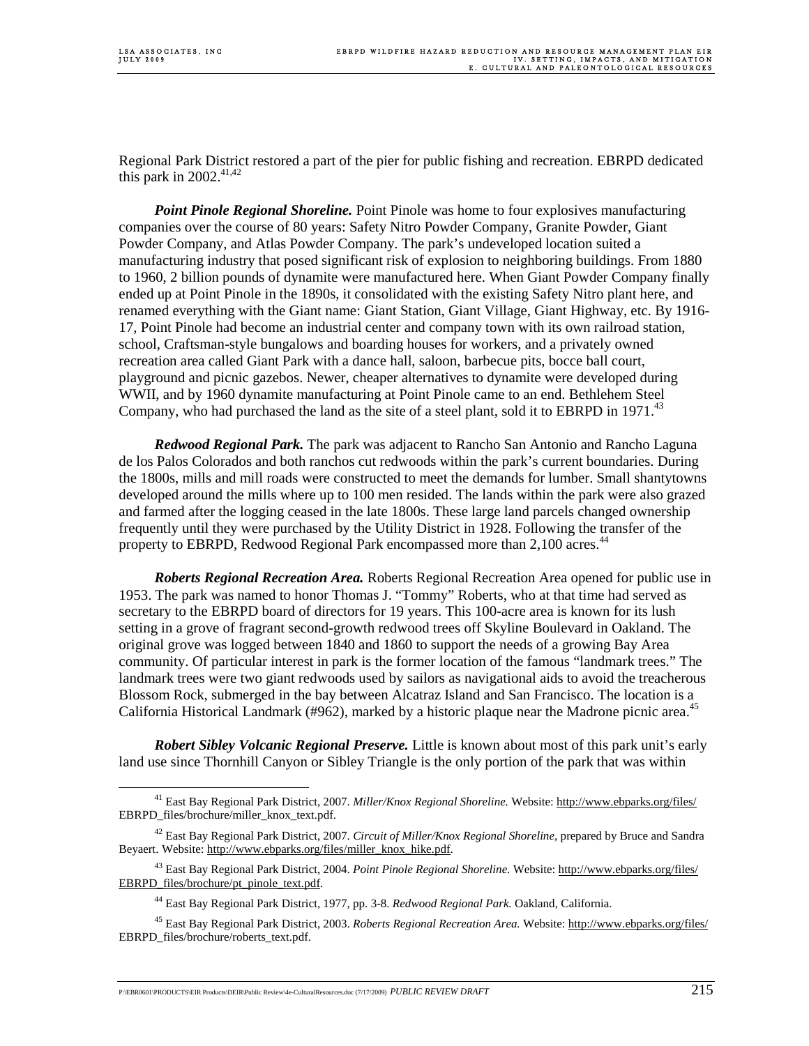Regional Park District restored a part of the pier for public fishing and recreation. EBRPD dedicated this park in 2002.[41,42]

***Point Pinole Regional Shoreline.*** Point Pinole was home to four explosives manufacturing companies over the course of 80 years: Safety Nitro Powder Company, Granite Powder, Giant Powder Company, and Atlas Powder Company. The park's undeveloped location suited a manufacturing industry that posed significant risk of explosion to neighboring buildings. From 1880 to 1960, 2 billion pounds of dynamite were manufactured here. When Giant Powder Company finally ended up at Point Pinole in the 1890s, it consolidated with the existing Safety Nitro plant here, and renamed everything with the Giant name: Giant Station, Giant Village, Giant Highway, etc. By 1916-17, Point Pinole had become an industrial center and company town with its own railroad station, school, Craftsman-style bungalows and boarding houses for workers, and a privately owned recreation area called Giant Park with a dance hall, saloon, barbecue pits, bocce ball court, playground and picnic gazebos. Newer, cheaper alternatives to dynamite were developed during WWII, and by 1960 dynamite manufacturing at Point Pinole came to an end. Bethlehem Steel Company, who had purchased the land as the site of a steel plant, sold it to EBRPD in 1971.[43]

***Redwood Regional Park.*** The park was adjacent to Rancho San Antonio and Rancho Laguna de los Palos Colorados and both ranchos cut redwoods within the park's current boundaries. During the 1800s, mills and mill roads were constructed to meet the demands for lumber. Small shantytowns developed around the mills where up to 100 men resided. The lands within the park were also grazed and farmed after the logging ceased in the late 1800s. These large land parcels changed ownership frequently until they were purchased by the Utility District in 1928. Following the transfer of the property to EBRPD, Redwood Regional Park encompassed more than 2,100 acres.[44]

***Roberts Regional Recreation Area.*** Roberts Regional Recreation Area opened for public use in 1953. The park was named to honor Thomas J. "Tommy" Roberts, who at that time had served as secretary to the EBRPD board of directors for 19 years. This 100-acre area is known for its lush setting in a grove of fragrant second-growth redwood trees off Skyline Boulevard in Oakland. The original grove was logged between 1840 and 1860 to support the needs of a growing Bay Area community. Of particular interest in park is the former location of the famous "landmark trees." The landmark trees were two giant redwoods used by sailors as navigational aids to avoid the treacherous Blossom Rock, submerged in the bay between Alcatraz Island and San Francisco. The location is a California Historical Landmark (#962), marked by a historic plaque near the Madrone picnic area.[45]

***Robert Sibley Volcanic Regional Preserve.*** Little is known about most of this park unit's early land use since Thornhill Canyon or Sibley Triangle is the only portion of the park that was within

---

[41] East Bay Regional Park District, 2007. *Miller/Knox Regional Shoreline.* Website: http://www.ebparks.org/files/EBRPD_files/brochure/miller_knox_text.pdf.

[42] East Bay Regional Park District, 2007. *Circuit of Miller/Knox Regional Shoreline*, prepared by Bruce and Sandra Beyaert. Website: http://www.ebparks.org/files/miller_knox_hike.pdf.

[43] East Bay Regional Park District, 2004. *Point Pinole Regional Shoreline.* Website: http://www.ebparks.org/files/EBRPD_files/brochure/pt_pinole_text.pdf.

[44] East Bay Regional Park District, 1977, pp. 3-8. *Redwood Regional Park.* Oakland, California.

[45] East Bay Regional Park District, 2003. *Roberts Regional Recreation Area.* Website: http://www.ebparks.org/files/EBRPD_files/brochure/roberts_text.pdf.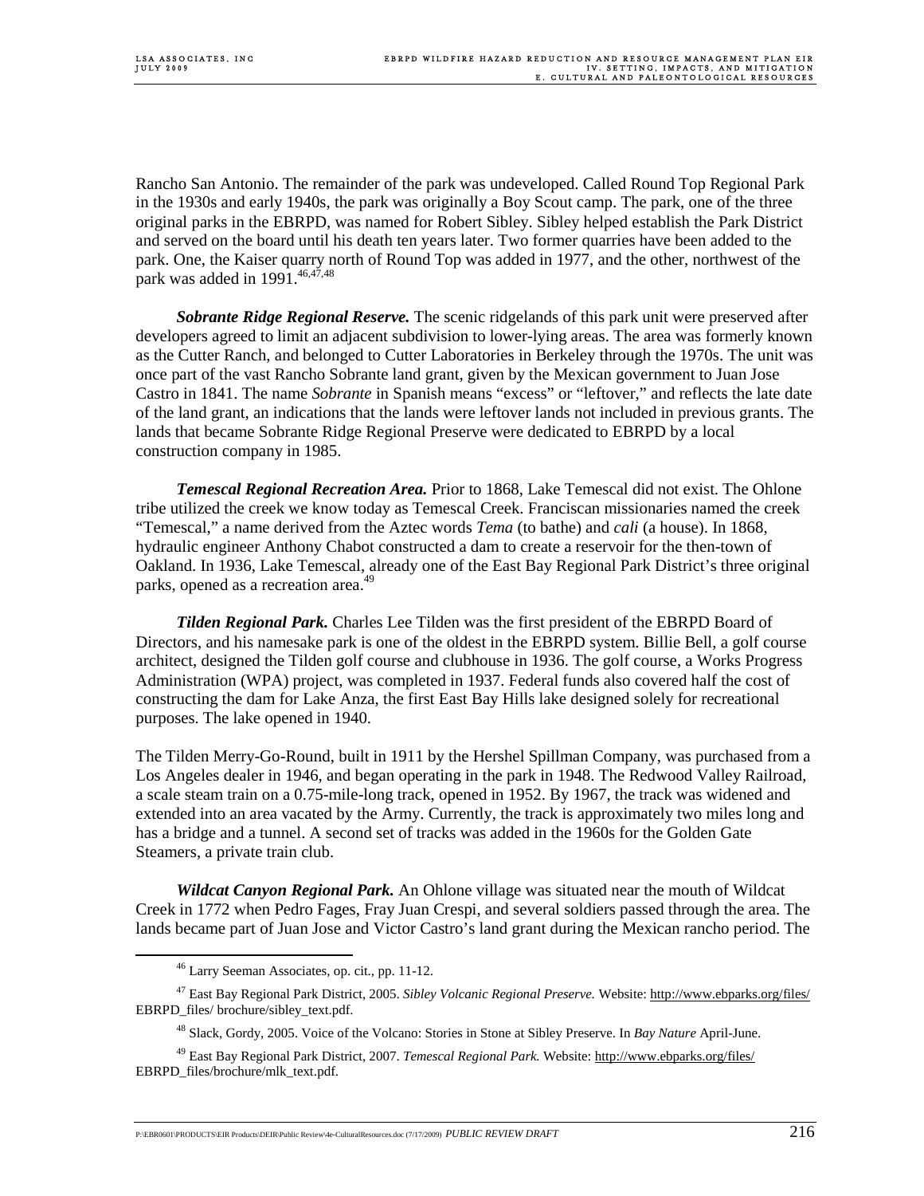Rancho San Antonio. The remainder of the park was undeveloped. Called Round Top Regional Park in the 1930s and early 1940s, the park was originally a Boy Scout camp. The park, one of the three original parks in the EBRPD, was named for Robert Sibley. Sibley helped establish the Park District and served on the board until his death ten years later. Two former quarries have been added to the park. One, the Kaiser quarry north of Round Top was added in 1977, and the other, northwest of the park was added in 1991.[46,47,48]

***Sobrante Ridge Regional Reserve.*** The scenic ridgelands of this park unit were preserved after developers agreed to limit an adjacent subdivision to lower-lying areas. The area was formerly known as the Cutter Ranch, and belonged to Cutter Laboratories in Berkeley through the 1970s. The unit was once part of the vast Rancho Sobrante land grant, given by the Mexican government to Juan Jose Castro in 1841. The name *Sobrante* in Spanish means "excess" or "leftover," and reflects the late date of the land grant, an indications that the lands were leftover lands not included in previous grants. The lands that became Sobrante Ridge Regional Preserve were dedicated to EBRPD by a local construction company in 1985.

***Temescal Regional Recreation Area.*** Prior to 1868, Lake Temescal did not exist. The Ohlone tribe utilized the creek we know today as Temescal Creek. Franciscan missionaries named the creek "Temescal," a name derived from the Aztec words *Tema* (to bathe) and *cali* (a house). In 1868, hydraulic engineer Anthony Chabot constructed a dam to create a reservoir for the then-town of Oakland. In 1936, Lake Temescal, already one of the East Bay Regional Park District's three original parks, opened as a recreation area.[49]

***Tilden Regional Park.*** Charles Lee Tilden was the first president of the EBRPD Board of Directors, and his namesake park is one of the oldest in the EBRPD system. Billie Bell, a golf course architect, designed the Tilden golf course and clubhouse in 1936. The golf course, a Works Progress Administration (WPA) project, was completed in 1937. Federal funds also covered half the cost of constructing the dam for Lake Anza, the first East Bay Hills lake designed solely for recreational purposes. The lake opened in 1940.

The Tilden Merry-Go-Round, built in 1911 by the Hershel Spillman Company, was purchased from a Los Angeles dealer in 1946, and began operating in the park in 1948. The Redwood Valley Railroad, a scale steam train on a 0.75-mile-long track, opened in 1952. By 1967, the track was widened and extended into an area vacated by the Army. Currently, the track is approximately two miles long and has a bridge and a tunnel. A second set of tracks was added in the 1960s for the Golden Gate Steamers, a private train club.

***Wildcat Canyon Regional Park.*** An Ohlone village was situated near the mouth of Wildcat Creek in 1772 when Pedro Fages, Fray Juan Crespi, and several soldiers passed through the area. The lands became part of Juan Jose and Victor Castro's land grant during the Mexican rancho period. The

---

[46] Larry Seeman Associates, op. cit., pp. 11-12.

[47] East Bay Regional Park District, 2005. *Sibley Volcanic Regional Preserve.* Website: http://www.ebparks.org/files/EBRPD_files/ brochure/sibley_text.pdf.

[48] Slack, Gordy, 2005. Voice of the Volcano: Stories in Stone at Sibley Preserve. In *Bay Nature* April-June.

[49] East Bay Regional Park District, 2007. *Temescal Regional Park.* Website: http://www.ebparks.org/files/EBRPD_files/brochure/mlk_text.pdf.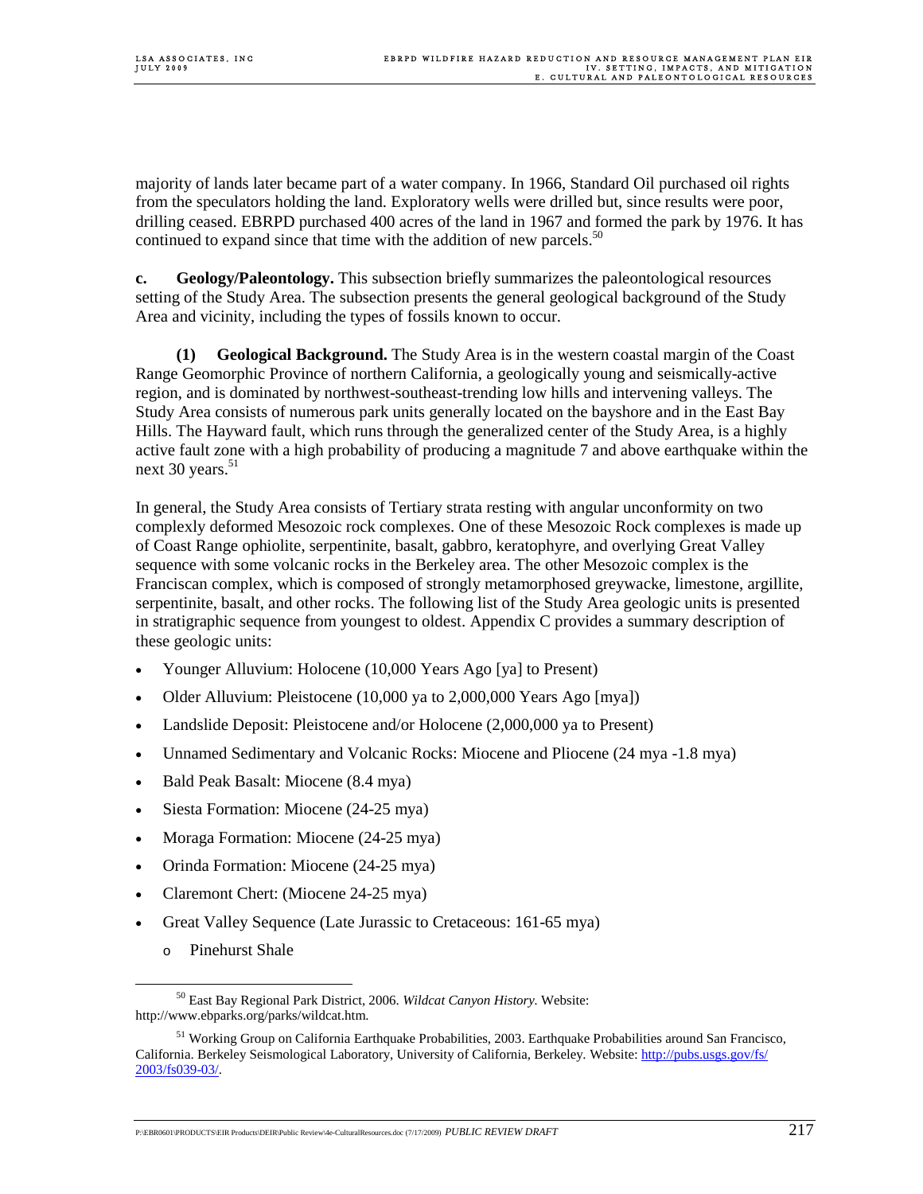majority of lands later became part of a water company. In 1966, Standard Oil purchased oil rights from the speculators holding the land. Exploratory wells were drilled but, since results were poor, drilling ceased. EBRPD purchased 400 acres of the land in 1967 and formed the park by 1976. It has continued to expand since that time with the addition of new parcels.[50]

**c. Geology/Paleontology.** This subsection briefly summarizes the paleontological resources setting of the Study Area. The subsection presents the general geological background of the Study Area and vicinity, including the types of fossils known to occur.

**(1) Geological Background.** The Study Area is in the western coastal margin of the Coast Range Geomorphic Province of northern California, a geologically young and seismically-active region, and is dominated by northwest-southeast-trending low hills and intervening valleys. The Study Area consists of numerous park units generally located on the bayshore and in the East Bay Hills. The Hayward fault, which runs through the generalized center of the Study Area, is a highly active fault zone with a high probability of producing a magnitude 7 and above earthquake within the next 30 years.[51]

In general, the Study Area consists of Tertiary strata resting with angular unconformity on two complexly deformed Mesozoic rock complexes. One of these Mesozoic Rock complexes is made up of Coast Range ophiolite, serpentinite, basalt, gabbro, keratophyre, and overlying Great Valley sequence with some volcanic rocks in the Berkeley area. The other Mesozoic complex is the Franciscan complex, which is composed of strongly metamorphosed greywacke, limestone, argillite, serpentinite, basalt, and other rocks. The following list of the Study Area geologic units is presented in stratigraphic sequence from youngest to oldest. Appendix C provides a summary description of these geologic units:

- Younger Alluvium: Holocene (10,000 Years Ago [ya] to Present)
- Older Alluvium: Pleistocene (10,000 ya to 2,000,000 Years Ago [mya])
- Landslide Deposit: Pleistocene and/or Holocene (2,000,000 ya to Present)
- Unnamed Sedimentary and Volcanic Rocks: Miocene and Pliocene (24 mya -1.8 mya)
- Bald Peak Basalt: Miocene (8.4 mya)
- Siesta Formation: Miocene (24-25 mya)
- Moraga Formation: Miocene (24-25 mya)
- Orinda Formation: Miocene (24-25 mya)
- Claremont Chert: (Miocene 24-25 mya)
- Great Valley Sequence (Late Jurassic to Cretaceous: 161-65 mya)
  - Pinehurst Shale

---

[50] East Bay Regional Park District, 2006. *Wildcat Canyon History.* Website: http://www.ebparks.org/parks/wildcat.htm.

[51] Working Group on California Earthquake Probabilities, 2003. Earthquake Probabilities around San Francisco, California. Berkeley Seismological Laboratory, University of California, Berkeley. Website: http://pubs.usgs.gov/fs/2003/fs039-03/.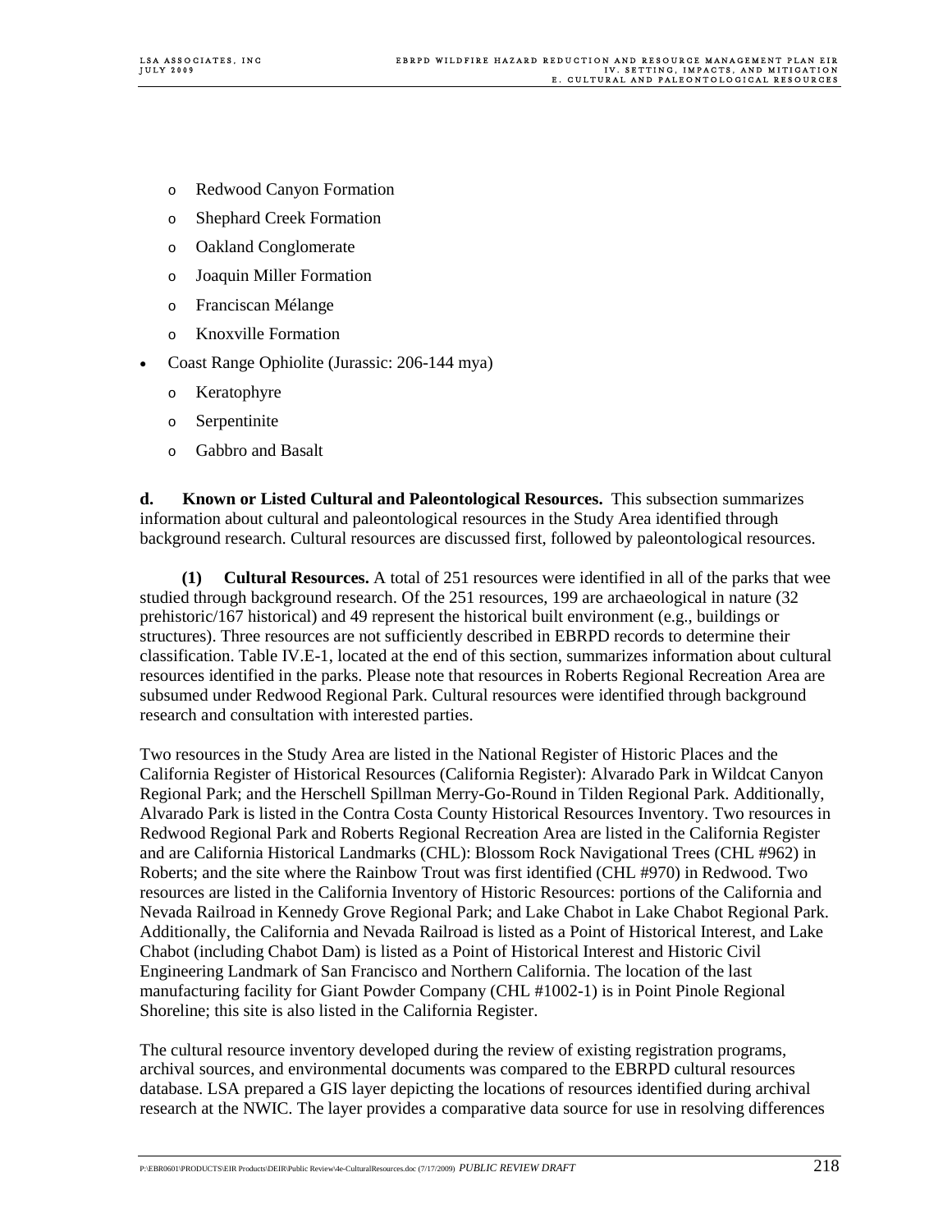- Redwood Canyon Formation
  - Shephard Creek Formation
  - Oakland Conglomerate
  - Joaquin Miller Formation
  - Franciscan Mélange
  - Knoxville Formation
- Coast Range Ophiolite (Jurassic: 206-144 mya)
  - Keratophyre
  - Serpentinite
  - Gabbro and Basalt

**d. Known or Listed Cultural and Paleontological Resources.** This subsection summarizes information about cultural and paleontological resources in the Study Area identified through background research. Cultural resources are discussed first, followed by paleontological resources.

**(1) Cultural Resources.** A total of 251 resources were identified in all of the parks that wee studied through background research. Of the 251 resources, 199 are archaeological in nature (32 prehistoric/167 historical) and 49 represent the historical built environment (e.g., buildings or structures). Three resources are not sufficiently described in EBRPD records to determine their classification. Table IV.E-1, located at the end of this section, summarizes information about cultural resources identified in the parks. Please note that resources in Roberts Regional Recreation Area are subsumed under Redwood Regional Park. Cultural resources were identified through background research and consultation with interested parties.

Two resources in the Study Area are listed in the National Register of Historic Places and the California Register of Historical Resources (California Register): Alvarado Park in Wildcat Canyon Regional Park; and the Herschell Spillman Merry-Go-Round in Tilden Regional Park. Additionally, Alvarado Park is listed in the Contra Costa County Historical Resources Inventory. Two resources in Redwood Regional Park and Roberts Regional Recreation Area are listed in the California Register and are California Historical Landmarks (CHL): Blossom Rock Navigational Trees (CHL #962) in Roberts; and the site where the Rainbow Trout was first identified (CHL #970) in Redwood. Two resources are listed in the California Inventory of Historic Resources: portions of the California and Nevada Railroad in Kennedy Grove Regional Park; and Lake Chabot in Lake Chabot Regional Park. Additionally, the California and Nevada Railroad is listed as a Point of Historical Interest, and Lake Chabot (including Chabot Dam) is listed as a Point of Historical Interest and Historic Civil Engineering Landmark of San Francisco and Northern California. The location of the last manufacturing facility for Giant Powder Company (CHL #1002-1) is in Point Pinole Regional Shoreline; this site is also listed in the California Register.

The cultural resource inventory developed during the review of existing registration programs, archival sources, and environmental documents was compared to the EBRPD cultural resources database. LSA prepared a GIS layer depicting the locations of resources identified during archival research at the NWIC. The layer provides a comparative data source for use in resolving differences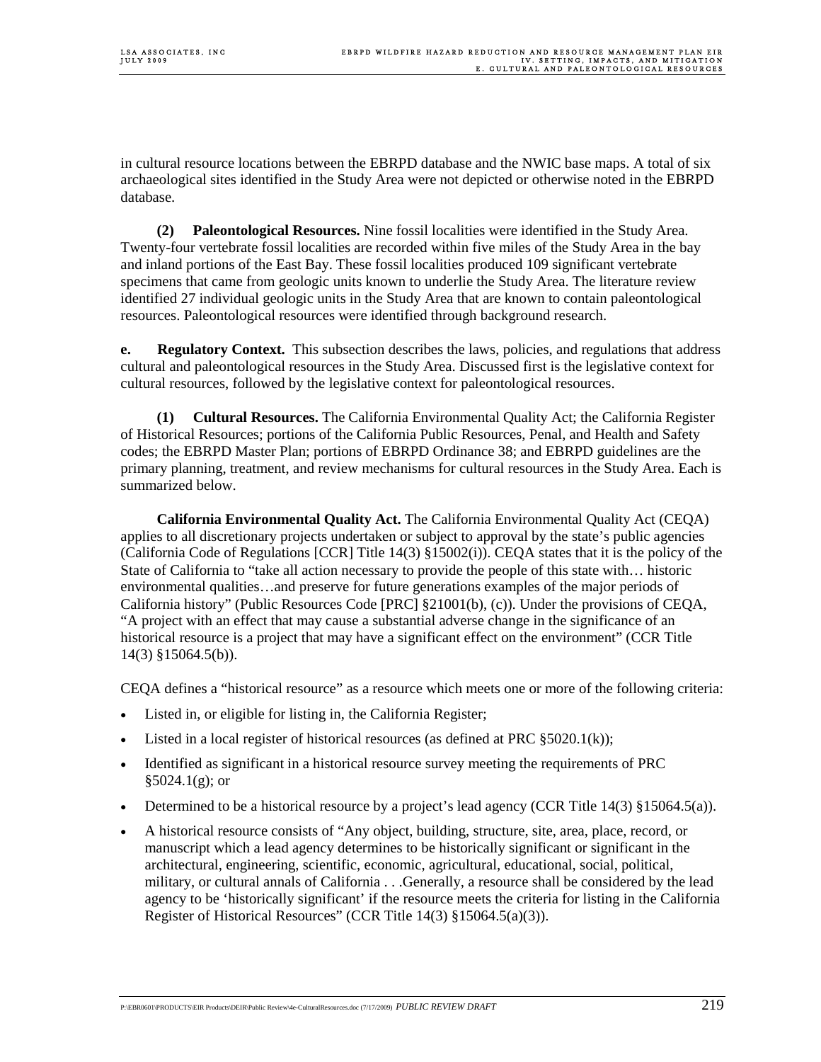in cultural resource locations between the EBRPD database and the NWIC base maps. A total of six archaeological sites identified in the Study Area were not depicted or otherwise noted in the EBRPD database.

**(2) Paleontological Resources.** Nine fossil localities were identified in the Study Area. Twenty-four vertebrate fossil localities are recorded within five miles of the Study Area in the bay and inland portions of the East Bay. These fossil localities produced 109 significant vertebrate specimens that came from geologic units known to underlie the Study Area. The literature review identified 27 individual geologic units in the Study Area that are known to contain paleontological resources. Paleontological resources were identified through background research.

**e. Regulatory Context.** This subsection describes the laws, policies, and regulations that address cultural and paleontological resources in the Study Area. Discussed first is the legislative context for cultural resources, followed by the legislative context for paleontological resources.

**(1) Cultural Resources.** The California Environmental Quality Act; the California Register of Historical Resources; portions of the California Public Resources, Penal, and Health and Safety codes; the EBRPD Master Plan; portions of EBRPD Ordinance 38; and EBRPD guidelines are the primary planning, treatment, and review mechanisms for cultural resources in the Study Area. Each is summarized below.

**California Environmental Quality Act.** The California Environmental Quality Act (CEQA) applies to all discretionary projects undertaken or subject to approval by the state's public agencies (California Code of Regulations [CCR] Title 14(3) §15002(i)). CEQA states that it is the policy of the State of California to "take all action necessary to provide the people of this state with… historic environmental qualities…and preserve for future generations examples of the major periods of California history" (Public Resources Code [PRC] §21001(b), (c)). Under the provisions of CEQA, "A project with an effect that may cause a substantial adverse change in the significance of an historical resource is a project that may have a significant effect on the environment" (CCR Title 14(3) §15064.5(b)).

CEQA defines a "historical resource" as a resource which meets one or more of the following criteria:

- Listed in, or eligible for listing in, the California Register;
- Listed in a local register of historical resources (as defined at PRC §5020.1(k));
- Identified as significant in a historical resource survey meeting the requirements of PRC §5024.1(g); or
- Determined to be a historical resource by a project's lead agency (CCR Title 14(3) §15064.5(a)).
- A historical resource consists of "Any object, building, structure, site, area, place, record, or manuscript which a lead agency determines to be historically significant or significant in the architectural, engineering, scientific, economic, agricultural, educational, social, political, military, or cultural annals of California . . .Generally, a resource shall be considered by the lead agency to be 'historically significant' if the resource meets the criteria for listing in the California Register of Historical Resources" (CCR Title 14(3) §15064.5(a)(3)).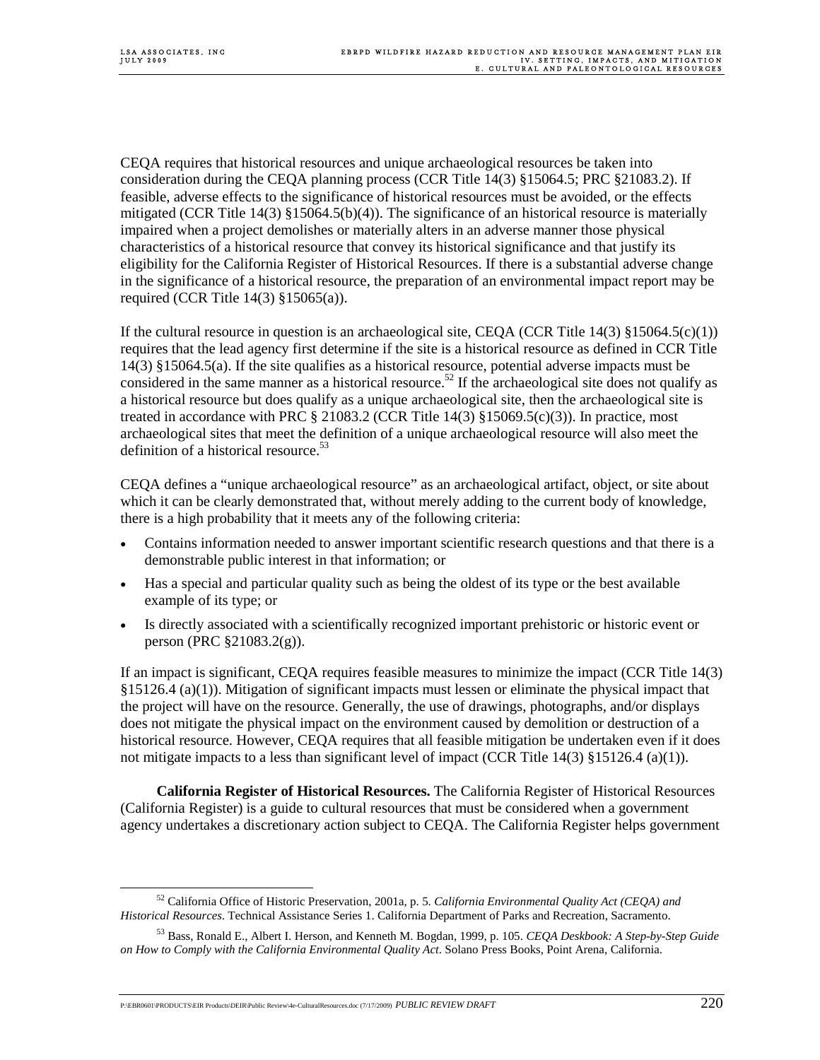CEQA requires that historical resources and unique archaeological resources be taken into consideration during the CEQA planning process (CCR Title 14(3) §15064.5; PRC §21083.2). If feasible, adverse effects to the significance of historical resources must be avoided, or the effects mitigated (CCR Title 14(3) §15064.5(b)(4)). The significance of an historical resource is materially impaired when a project demolishes or materially alters in an adverse manner those physical characteristics of a historical resource that convey its historical significance and that justify its eligibility for the California Register of Historical Resources. If there is a substantial adverse change in the significance of a historical resource, the preparation of an environmental impact report may be required (CCR Title 14(3) §15065(a)).

If the cultural resource in question is an archaeological site, CEQA (CCR Title 14(3) §15064.5(c)(1)) requires that the lead agency first determine if the site is a historical resource as defined in CCR Title 14(3) §15064.5(a). If the site qualifies as a historical resource, potential adverse impacts must be considered in the same manner as a historical resource.[52] If the archaeological site does not qualify as a historical resource but does qualify as a unique archaeological site, then the archaeological site is treated in accordance with PRC § 21083.2 (CCR Title 14(3) §15069.5(c)(3)). In practice, most archaeological sites that meet the definition of a unique archaeological resource will also meet the definition of a historical resource.[53]

CEQA defines a "unique archaeological resource" as an archaeological artifact, object, or site about which it can be clearly demonstrated that, without merely adding to the current body of knowledge, there is a high probability that it meets any of the following criteria:

- Contains information needed to answer important scientific research questions and that there is a demonstrable public interest in that information; or
- Has a special and particular quality such as being the oldest of its type or the best available example of its type; or
- Is directly associated with a scientifically recognized important prehistoric or historic event or person (PRC §21083.2(g)).

If an impact is significant, CEQA requires feasible measures to minimize the impact (CCR Title 14(3) §15126.4 (a)(1)). Mitigation of significant impacts must lessen or eliminate the physical impact that the project will have on the resource. Generally, the use of drawings, photographs, and/or displays does not mitigate the physical impact on the environment caused by demolition or destruction of a historical resource. However, CEQA requires that all feasible mitigation be undertaken even if it does not mitigate impacts to a less than significant level of impact (CCR Title 14(3) §15126.4 (a)(1)).

**California Register of Historical Resources.** The California Register of Historical Resources (California Register) is a guide to cultural resources that must be considered when a government agency undertakes a discretionary action subject to CEQA. The California Register helps government

---

[52] California Office of Historic Preservation, 2001a, p. 5. *California Environmental Quality Act (CEQA) and Historical Resources*. Technical Assistance Series 1. California Department of Parks and Recreation, Sacramento.

[53] Bass, Ronald E., Albert I. Herson, and Kenneth M. Bogdan, 1999, p. 105. *CEQA Deskbook: A Step-by-Step Guide on How to Comply with the California Environmental Quality Act*. Solano Press Books, Point Arena, California.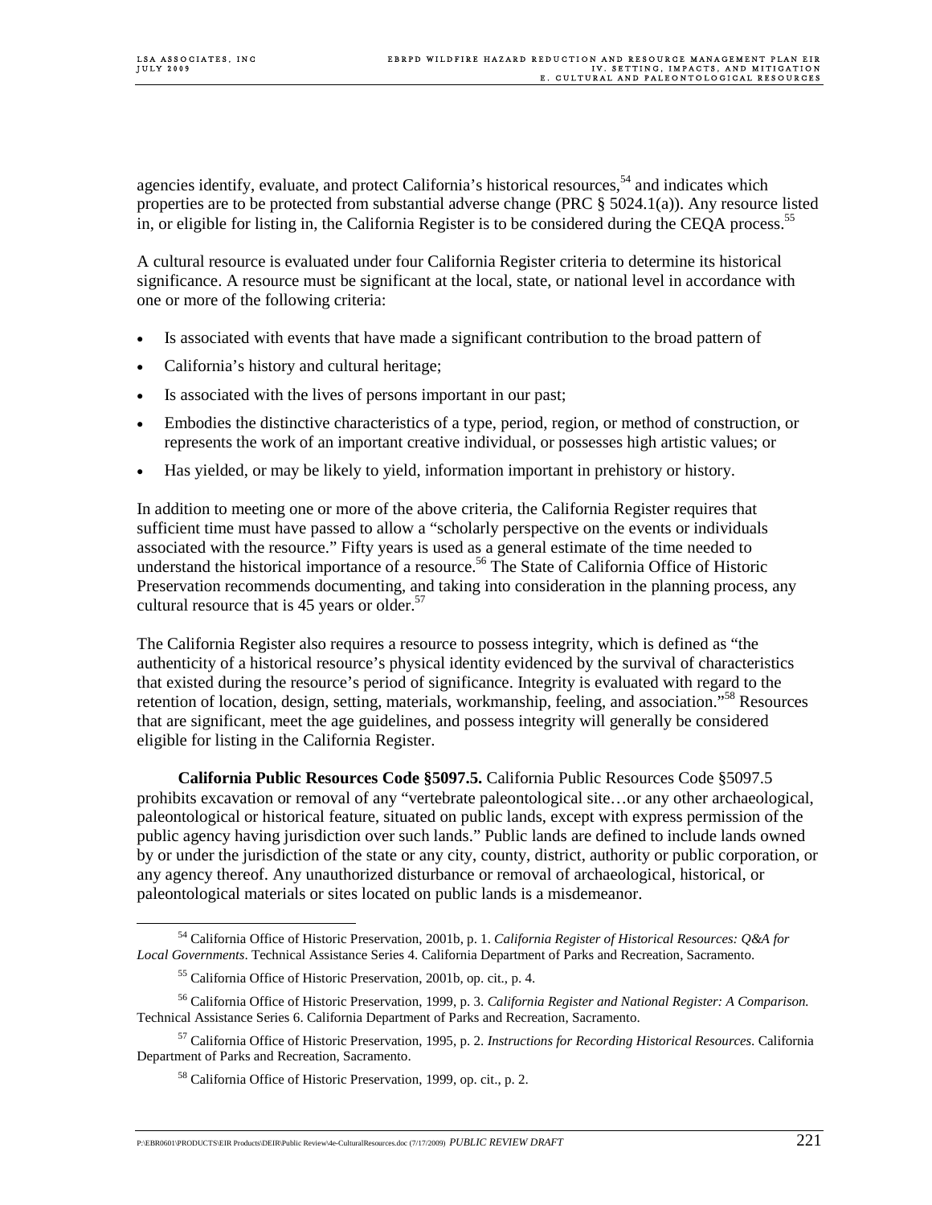agencies identify, evaluate, and protect California's historical resources,[54] and indicates which properties are to be protected from substantial adverse change (PRC § 5024.1(a)). Any resource listed in, or eligible for listing in, the California Register is to be considered during the CEQA process.[55]

A cultural resource is evaluated under four California Register criteria to determine its historical significance. A resource must be significant at the local, state, or national level in accordance with one or more of the following criteria:

- Is associated with events that have made a significant contribution to the broad pattern of
- California's history and cultural heritage;
- Is associated with the lives of persons important in our past;
- Embodies the distinctive characteristics of a type, period, region, or method of construction, or represents the work of an important creative individual, or possesses high artistic values; or
- Has yielded, or may be likely to yield, information important in prehistory or history.

In addition to meeting one or more of the above criteria, the California Register requires that sufficient time must have passed to allow a "scholarly perspective on the events or individuals associated with the resource." Fifty years is used as a general estimate of the time needed to understand the historical importance of a resource.[56] The State of California Office of Historic Preservation recommends documenting, and taking into consideration in the planning process, any cultural resource that is 45 years or older.[57]

The California Register also requires a resource to possess integrity, which is defined as "the authenticity of a historical resource's physical identity evidenced by the survival of characteristics that existed during the resource's period of significance. Integrity is evaluated with regard to the retention of location, design, setting, materials, workmanship, feeling, and association."[58] Resources that are significant, meet the age guidelines, and possess integrity will generally be considered eligible for listing in the California Register.

**California Public Resources Code §5097.5.** California Public Resources Code §5097.5 prohibits excavation or removal of any "vertebrate paleontological site…or any other archaeological, paleontological or historical feature, situated on public lands, except with express permission of the public agency having jurisdiction over such lands." Public lands are defined to include lands owned by or under the jurisdiction of the state or any city, county, district, authority or public corporation, or any agency thereof. Any unauthorized disturbance or removal of archaeological, historical, or paleontological materials or sites located on public lands is a misdemeanor.

---

[54] California Office of Historic Preservation, 2001b, p. 1. *California Register of Historical Resources: Q&A for Local Governments*. Technical Assistance Series 4. California Department of Parks and Recreation, Sacramento.

[55] California Office of Historic Preservation, 2001b, op. cit., p. 4.

[56] California Office of Historic Preservation, 1999, p. 3. *California Register and National Register: A Comparison.* Technical Assistance Series 6. California Department of Parks and Recreation, Sacramento.

[57] California Office of Historic Preservation, 1995, p. 2. *Instructions for Recording Historical Resources.* California Department of Parks and Recreation, Sacramento.

[58] California Office of Historic Preservation, 1999, op. cit., p. 2.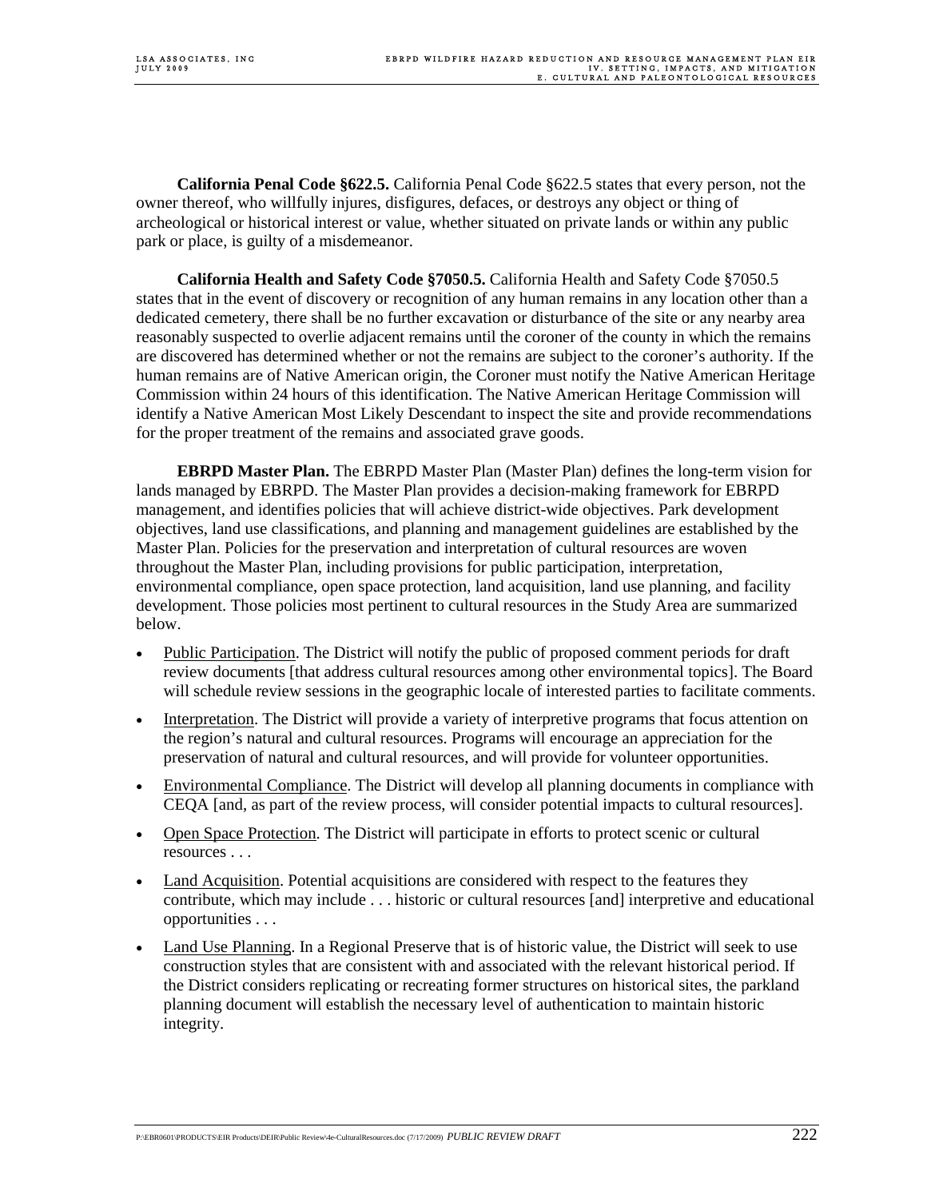**California Penal Code §622.5.** California Penal Code §622.5 states that every person, not the owner thereof, who willfully injures, disfigures, defaces, or destroys any object or thing of archeological or historical interest or value, whether situated on private lands or within any public park or place, is guilty of a misdemeanor.

**California Health and Safety Code §7050.5.** California Health and Safety Code §7050.5 states that in the event of discovery or recognition of any human remains in any location other than a dedicated cemetery, there shall be no further excavation or disturbance of the site or any nearby area reasonably suspected to overlie adjacent remains until the coroner of the county in which the remains are discovered has determined whether or not the remains are subject to the coroner's authority. If the human remains are of Native American origin, the Coroner must notify the Native American Heritage Commission within 24 hours of this identification. The Native American Heritage Commission will identify a Native American Most Likely Descendant to inspect the site and provide recommendations for the proper treatment of the remains and associated grave goods.

**EBRPD Master Plan.** The EBRPD Master Plan (Master Plan) defines the long-term vision for lands managed by EBRPD. The Master Plan provides a decision-making framework for EBRPD management, and identifies policies that will achieve district-wide objectives. Park development objectives, land use classifications, and planning and management guidelines are established by the Master Plan. Policies for the preservation and interpretation of cultural resources are woven throughout the Master Plan, including provisions for public participation, interpretation, environmental compliance, open space protection, land acquisition, land use planning, and facility development. Those policies most pertinent to cultural resources in the Study Area are summarized below.

- Public Participation. The District will notify the public of proposed comment periods for draft review documents [that address cultural resources among other environmental topics]. The Board will schedule review sessions in the geographic locale of interested parties to facilitate comments.
- Interpretation. The District will provide a variety of interpretive programs that focus attention on the region's natural and cultural resources. Programs will encourage an appreciation for the preservation of natural and cultural resources, and will provide for volunteer opportunities.
- Environmental Compliance. The District will develop all planning documents in compliance with CEQA [and, as part of the review process, will consider potential impacts to cultural resources].
- Open Space Protection. The District will participate in efforts to protect scenic or cultural resources . . .
- Land Acquisition. Potential acquisitions are considered with respect to the features they contribute, which may include . . . historic or cultural resources [and] interpretive and educational opportunities . . .
- Land Use Planning. In a Regional Preserve that is of historic value, the District will seek to use construction styles that are consistent with and associated with the relevant historical period. If the District considers replicating or recreating former structures on historical sites, the parkland planning document will establish the necessary level of authentication to maintain historic integrity.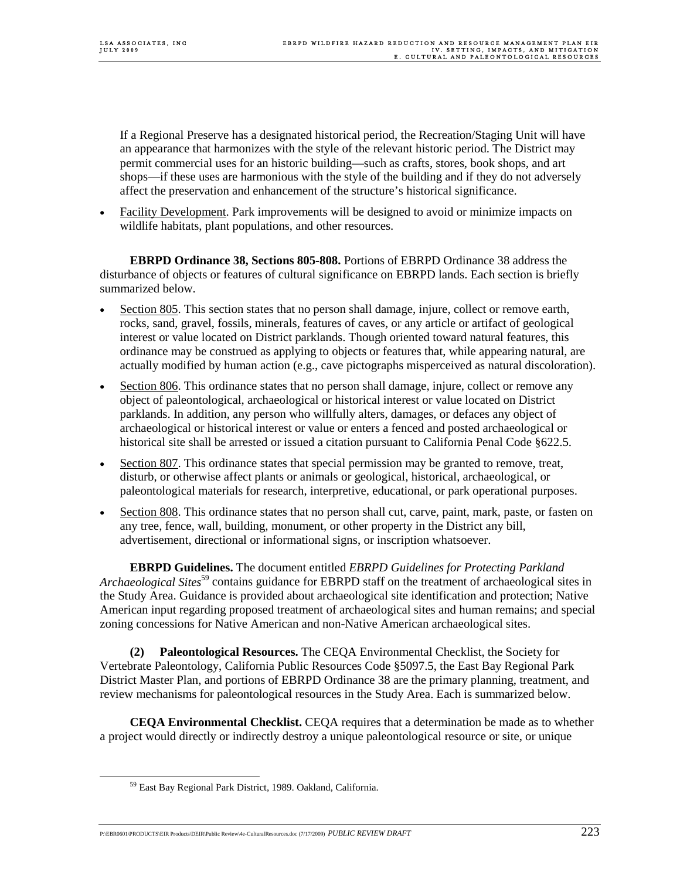If a Regional Preserve has a designated historical period, the Recreation/Staging Unit will have an appearance that harmonizes with the style of the relevant historic period. The District may permit commercial uses for an historic building—such as crafts, stores, book shops, and art shops—if these uses are harmonious with the style of the building and if they do not adversely affect the preservation and enhancement of the structure's historical significance.

- Facility Development. Park improvements will be designed to avoid or minimize impacts on wildlife habitats, plant populations, and other resources.

**EBRPD Ordinance 38, Sections 805-808.** Portions of EBRPD Ordinance 38 address the disturbance of objects or features of cultural significance on EBRPD lands. Each section is briefly summarized below.

- Section 805. This section states that no person shall damage, injure, collect or remove earth, rocks, sand, gravel, fossils, minerals, features of caves, or any article or artifact of geological interest or value located on District parklands. Though oriented toward natural features, this ordinance may be construed as applying to objects or features that, while appearing natural, are actually modified by human action (e.g., cave pictographs misperceived as natural discoloration).
- Section 806. This ordinance states that no person shall damage, injure, collect or remove any object of paleontological, archaeological or historical interest or value located on District parklands. In addition, any person who willfully alters, damages, or defaces any object of archaeological or historical interest or value or enters a fenced and posted archaeological or historical site shall be arrested or issued a citation pursuant to California Penal Code §622.5.
- Section 807. This ordinance states that special permission may be granted to remove, treat, disturb, or otherwise affect plants or animals or geological, historical, archaeological, or paleontological materials for research, interpretive, educational, or park operational purposes.
- Section 808. This ordinance states that no person shall cut, carve, paint, mark, paste, or fasten on any tree, fence, wall, building, monument, or other property in the District any bill, advertisement, directional or informational signs, or inscription whatsoever.

**EBRPD Guidelines.** The document entitled *EBRPD Guidelines for Protecting Parkland Archaeological Sites*[59] contains guidance for EBRPD staff on the treatment of archaeological sites in the Study Area. Guidance is provided about archaeological site identification and protection; Native American input regarding proposed treatment of archaeological sites and human remains; and special zoning concessions for Native American and non-Native American archaeological sites.

**(2) Paleontological Resources.** The CEQA Environmental Checklist, the Society for Vertebrate Paleontology, California Public Resources Code §5097.5, the East Bay Regional Park District Master Plan, and portions of EBRPD Ordinance 38 are the primary planning, treatment, and review mechanisms for paleontological resources in the Study Area. Each is summarized below.

**CEQA Environmental Checklist.** CEQA requires that a determination be made as to whether a project would directly or indirectly destroy a unique paleontological resource or site, or unique

[59] East Bay Regional Park District, 1989. Oakland, California.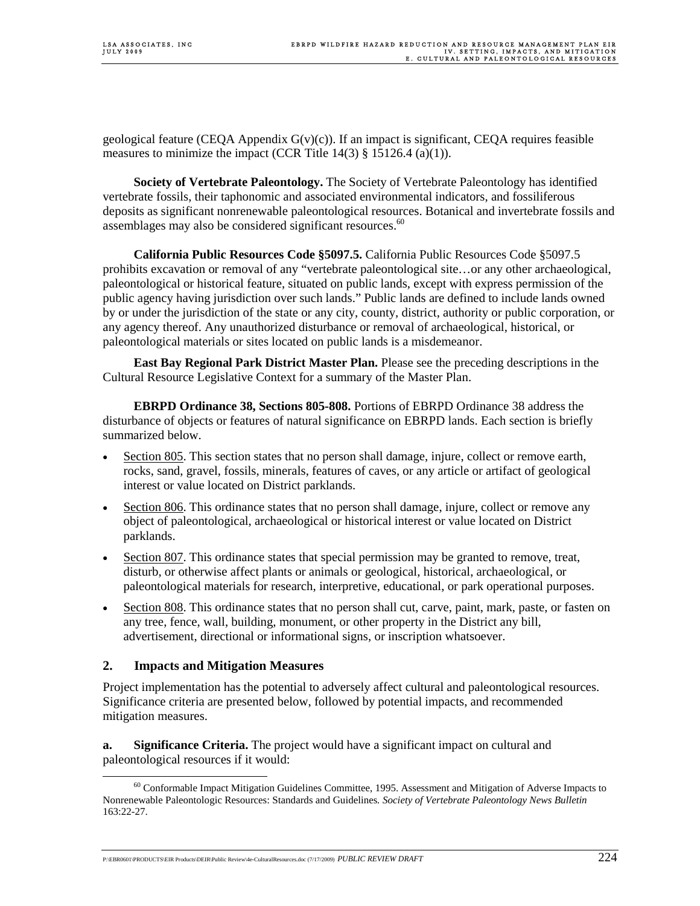geological feature (CEQA Appendix G(v)(c)). If an impact is significant, CEQA requires feasible measures to minimize the impact (CCR Title 14(3) § 15126.4 (a)(1)).

**Society of Vertebrate Paleontology.** The Society of Vertebrate Paleontology has identified vertebrate fossils, their taphonomic and associated environmental indicators, and fossiliferous deposits as significant nonrenewable paleontological resources. Botanical and invertebrate fossils and assemblages may also be considered significant resources.[60]

**California Public Resources Code §5097.5.** California Public Resources Code §5097.5 prohibits excavation or removal of any "vertebrate paleontological site…or any other archaeological, paleontological or historical feature, situated on public lands, except with express permission of the public agency having jurisdiction over such lands." Public lands are defined to include lands owned by or under the jurisdiction of the state or any city, county, district, authority or public corporation, or any agency thereof. Any unauthorized disturbance or removal of archaeological, historical, or paleontological materials or sites located on public lands is a misdemeanor.

**East Bay Regional Park District Master Plan.** Please see the preceding descriptions in the Cultural Resource Legislative Context for a summary of the Master Plan.

**EBRPD Ordinance 38, Sections 805-808.** Portions of EBRPD Ordinance 38 address the disturbance of objects or features of natural significance on EBRPD lands. Each section is briefly summarized below.

- Section 805. This section states that no person shall damage, injure, collect or remove earth, rocks, sand, gravel, fossils, minerals, features of caves, or any article or artifact of geological interest or value located on District parklands.
- Section 806. This ordinance states that no person shall damage, injure, collect or remove any object of paleontological, archaeological or historical interest or value located on District parklands.
- Section 807. This ordinance states that special permission may be granted to remove, treat, disturb, or otherwise affect plants or animals or geological, historical, archaeological, or paleontological materials for research, interpretive, educational, or park operational purposes.
- Section 808. This ordinance states that no person shall cut, carve, paint, mark, paste, or fasten on any tree, fence, wall, building, monument, or other property in the District any bill, advertisement, directional or informational signs, or inscription whatsoever.

## 2. Impacts and Mitigation Measures

Project implementation has the potential to adversely affect cultural and paleontological resources. Significance criteria are presented below, followed by potential impacts, and recommended mitigation measures.

**a. Significance Criteria.** The project would have a significant impact on cultural and paleontological resources if it would:

[60] Conformable Impact Mitigation Guidelines Committee, 1995. Assessment and Mitigation of Adverse Impacts to Nonrenewable Paleontologic Resources: Standards and Guidelines. *Society of Vertebrate Paleontology News Bulletin* 163:22-27.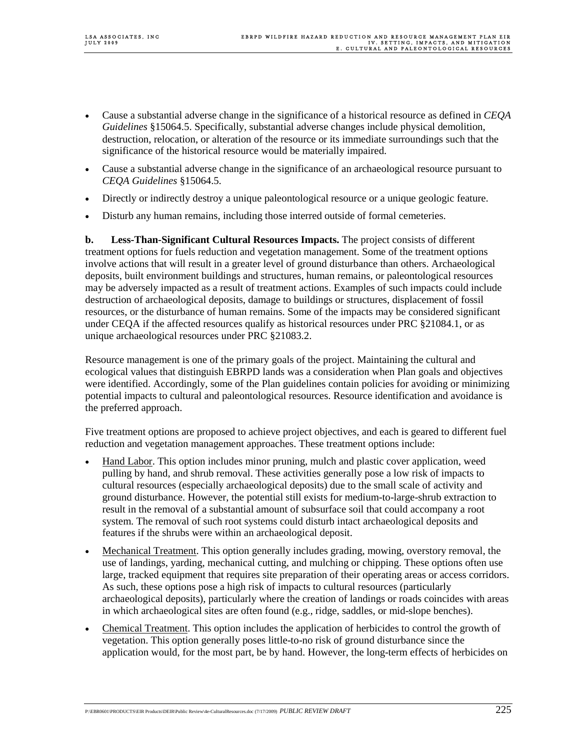- Cause a substantial adverse change in the significance of a historical resource as defined in *CEQA Guidelines* §15064.5. Specifically, substantial adverse changes include physical demolition, destruction, relocation, or alteration of the resource or its immediate surroundings such that the significance of the historical resource would be materially impaired.
- Cause a substantial adverse change in the significance of an archaeological resource pursuant to *CEQA Guidelines* §15064.5.
- Directly or indirectly destroy a unique paleontological resource or a unique geologic feature.
- Disturb any human remains, including those interred outside of formal cemeteries.

**b. Less-Than-Significant Cultural Resources Impacts.** The project consists of different treatment options for fuels reduction and vegetation management. Some of the treatment options involve actions that will result in a greater level of ground disturbance than others. Archaeological deposits, built environment buildings and structures, human remains, or paleontological resources may be adversely impacted as a result of treatment actions. Examples of such impacts could include destruction of archaeological deposits, damage to buildings or structures, displacement of fossil resources, or the disturbance of human remains. Some of the impacts may be considered significant under CEQA if the affected resources qualify as historical resources under PRC §21084.1, or as unique archaeological resources under PRC §21083.2.

Resource management is one of the primary goals of the project. Maintaining the cultural and ecological values that distinguish EBRPD lands was a consideration when Plan goals and objectives were identified. Accordingly, some of the Plan guidelines contain policies for avoiding or minimizing potential impacts to cultural and paleontological resources. Resource identification and avoidance is the preferred approach.

Five treatment options are proposed to achieve project objectives, and each is geared to different fuel reduction and vegetation management approaches. These treatment options include:

- <u>Hand Labor</u>. This option includes minor pruning, mulch and plastic cover application, weed pulling by hand, and shrub removal. These activities generally pose a low risk of impacts to cultural resources (especially archaeological deposits) due to the small scale of activity and ground disturbance. However, the potential still exists for medium-to-large-shrub extraction to result in the removal of a substantial amount of subsurface soil that could accompany a root system. The removal of such root systems could disturb intact archaeological deposits and features if the shrubs were within an archaeological deposit.
- <u>Mechanical Treatment</u>. This option generally includes grading, mowing, overstory removal, the use of landings, yarding, mechanical cutting, and mulching or chipping. These options often use large, tracked equipment that requires site preparation of their operating areas or access corridors. As such, these options pose a high risk of impacts to cultural resources (particularly archaeological deposits), particularly where the creation of landings or roads coincides with areas in which archaeological sites are often found (e.g., ridge, saddles, or mid-slope benches).
- <u>Chemical Treatment</u>. This option includes the application of herbicides to control the growth of vegetation. This option generally poses little-to-no risk of ground disturbance since the application would, for the most part, be by hand. However, the long-term effects of herbicides on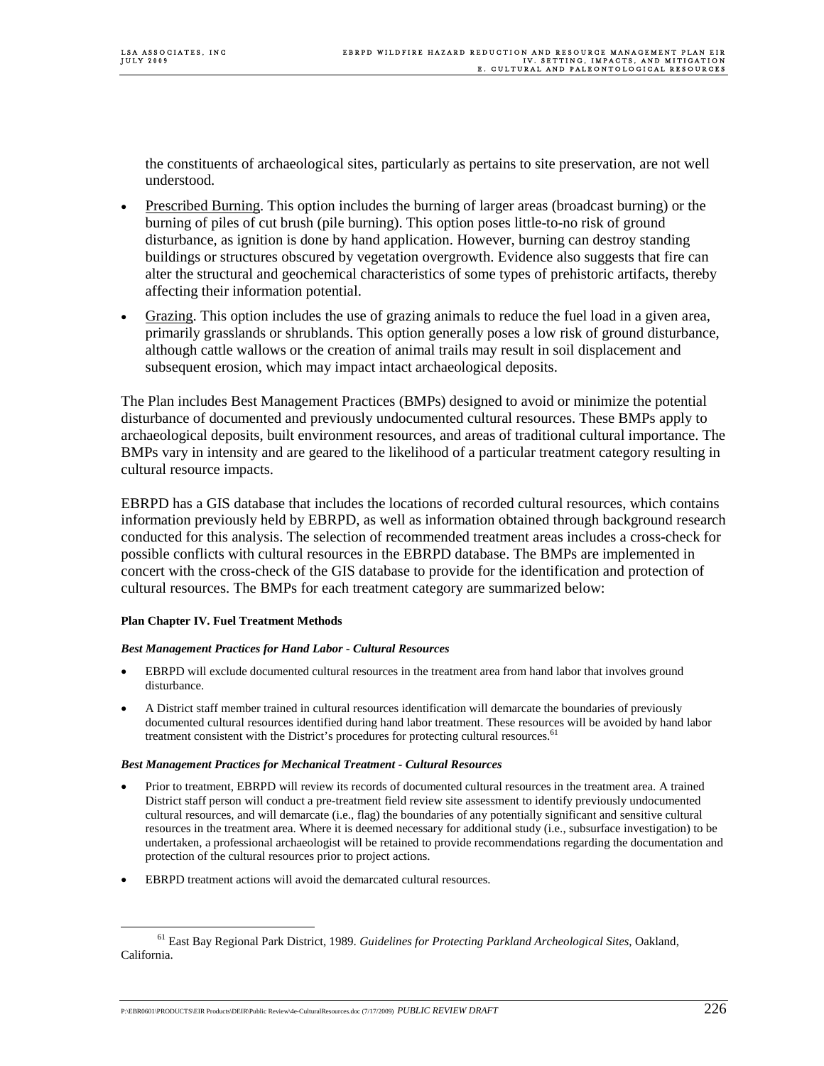the constituents of archaeological sites, particularly as pertains to site preservation, are not well understood.

- Prescribed Burning. This option includes the burning of larger areas (broadcast burning) or the burning of piles of cut brush (pile burning). This option poses little-to-no risk of ground disturbance, as ignition is done by hand application. However, burning can destroy standing buildings or structures obscured by vegetation overgrowth. Evidence also suggests that fire can alter the structural and geochemical characteristics of some types of prehistoric artifacts, thereby affecting their information potential.
- Grazing. This option includes the use of grazing animals to reduce the fuel load in a given area, primarily grasslands or shrublands. This option generally poses a low risk of ground disturbance, although cattle wallows or the creation of animal trails may result in soil displacement and subsequent erosion, which may impact intact archaeological deposits.

The Plan includes Best Management Practices (BMPs) designed to avoid or minimize the potential disturbance of documented and previously undocumented cultural resources. These BMPs apply to archaeological deposits, built environment resources, and areas of traditional cultural importance. The BMPs vary in intensity and are geared to the likelihood of a particular treatment category resulting in cultural resource impacts.

EBRPD has a GIS database that includes the locations of recorded cultural resources, which contains information previously held by EBRPD, as well as information obtained through background research conducted for this analysis. The selection of recommended treatment areas includes a cross-check for possible conflicts with cultural resources in the EBRPD database. The BMPs are implemented in concert with the cross-check of the GIS database to provide for the identification and protection of cultural resources. The BMPs for each treatment category are summarized below:

**Plan Chapter IV. Fuel Treatment Methods**

***Best Management Practices for Hand Labor - Cultural Resources***

- EBRPD will exclude documented cultural resources in the treatment area from hand labor that involves ground disturbance.
- A District staff member trained in cultural resources identification will demarcate the boundaries of previously documented cultural resources identified during hand labor treatment. These resources will be avoided by hand labor treatment consistent with the District's procedures for protecting cultural resources.[61]

***Best Management Practices for Mechanical Treatment - Cultural Resources***

- Prior to treatment, EBRPD will review its records of documented cultural resources in the treatment area. A trained District staff person will conduct a pre-treatment field review site assessment to identify previously undocumented cultural resources, and will demarcate (i.e., flag) the boundaries of any potentially significant and sensitive cultural resources in the treatment area. Where it is deemed necessary for additional study (i.e., subsurface investigation) to be undertaken, a professional archaeologist will be retained to provide recommendations regarding the documentation and protection of the cultural resources prior to project actions.
- EBRPD treatment actions will avoid the demarcated cultural resources.

---

[61] East Bay Regional Park District, 1989. *Guidelines for Protecting Parkland Archeological Sites*, Oakland, California.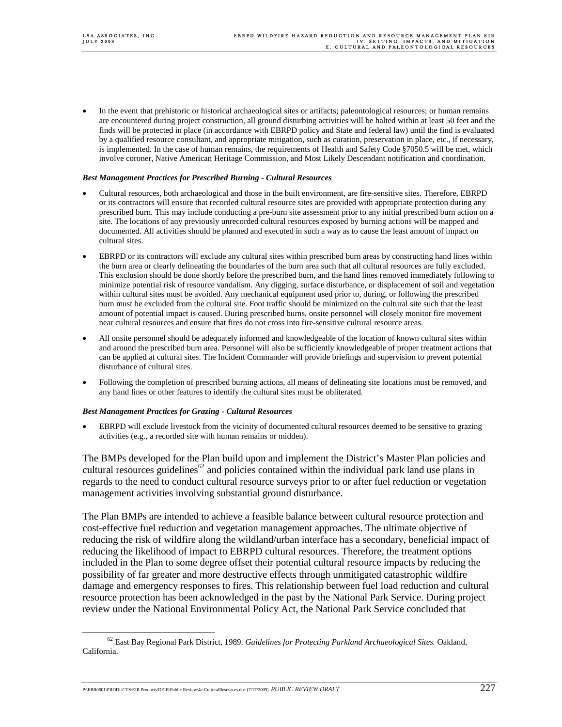- In the event that prehistoric or historical archaeological sites or artifacts; paleontological resources; or human remains are encountered during project construction, all ground disturbing activities will be halted within at least 50 feet and the finds will be protected in place (in accordance with EBRPD policy and State and federal law) until the find is evaluated by a qualified resource consultant, and appropriate mitigation, such as curation, preservation in place, etc., if necessary, is implemented. In the case of human remains, the requirements of Health and Safety Code §7050.5 will be met, which involve coroner, Native American Heritage Commission, and Most Likely Descendant notification and coordination.

***Best Management Practices for Prescribed Burning - Cultural Resources***

- Cultural resources, both archaeological and those in the built environment, are fire-sensitive sites. Therefore, EBRPD or its contractors will ensure that recorded cultural resource sites are provided with appropriate protection during any prescribed burn. This may include conducting a pre-burn site assessment prior to any initial prescribed burn action on a site. The locations of any previously unrecorded cultural resources exposed by burning actions will be mapped and documented. All activities should be planned and executed in such a way as to cause the least amount of impact on cultural sites.
- EBRPD or its contractors will exclude any cultural sites within prescribed burn areas by constructing hand lines within the burn area or clearly delineating the boundaries of the burn area such that all cultural resources are fully excluded. This exclusion should be done shortly before the prescribed burn, and the hand lines removed immediately following to minimize potential risk of resource vandalism. Any digging, surface disturbance, or displacement of soil and vegetation within cultural sites must be avoided. Any mechanical equipment used prior to, during, or following the prescribed burn must be excluded from the cultural site. Foot traffic should be minimized on the cultural site such that the least amount of potential impact is caused. During prescribed burns, onsite personnel will closely monitor fire movement near cultural resources and ensure that fires do not cross into fire-sensitive cultural resource areas.
- All onsite personnel should be adequately informed and knowledgeable of the location of known cultural sites within and around the prescribed burn area. Personnel will also be sufficiently knowledgeable of proper treatment actions that can be applied at cultural sites. The Incident Commander will provide briefings and supervision to prevent potential disturbance of cultural sites.
- Following the completion of prescribed burning actions, all means of delineating site locations must be removed, and any hand lines or other features to identify the cultural sites must be obliterated.

***Best Management Practices for Grazing - Cultural Resources***

- EBRPD will exclude livestock from the vicinity of documented cultural resources deemed to be sensitive to grazing activities (e.g., a recorded site with human remains or midden).

The BMPs developed for the Plan build upon and implement the District's Master Plan policies and cultural resources guidelines[62] and policies contained within the individual park land use plans in regards to the need to conduct cultural resource surveys prior to or after fuel reduction or vegetation management activities involving substantial ground disturbance.

The Plan BMPs are intended to achieve a feasible balance between cultural resource protection and cost-effective fuel reduction and vegetation management approaches. The ultimate objective of reducing the risk of wildfire along the wildland/urban interface has a secondary, beneficial impact of reducing the likelihood of impact to EBRPD cultural resources. Therefore, the treatment options included in the Plan to some degree offset their potential cultural resource impacts by reducing the possibility of far greater and more destructive effects through unmitigated catastrophic wildfire damage and emergency responses to fires. This relationship between fuel load reduction and cultural resource protection has been acknowledged in the past by the National Park Service. During project review under the National Environmental Policy Act, the National Park Service concluded that

[62] East Bay Regional Park District, 1989. *Guidelines for Protecting Parkland Archaeological Sites.* Oakland, California.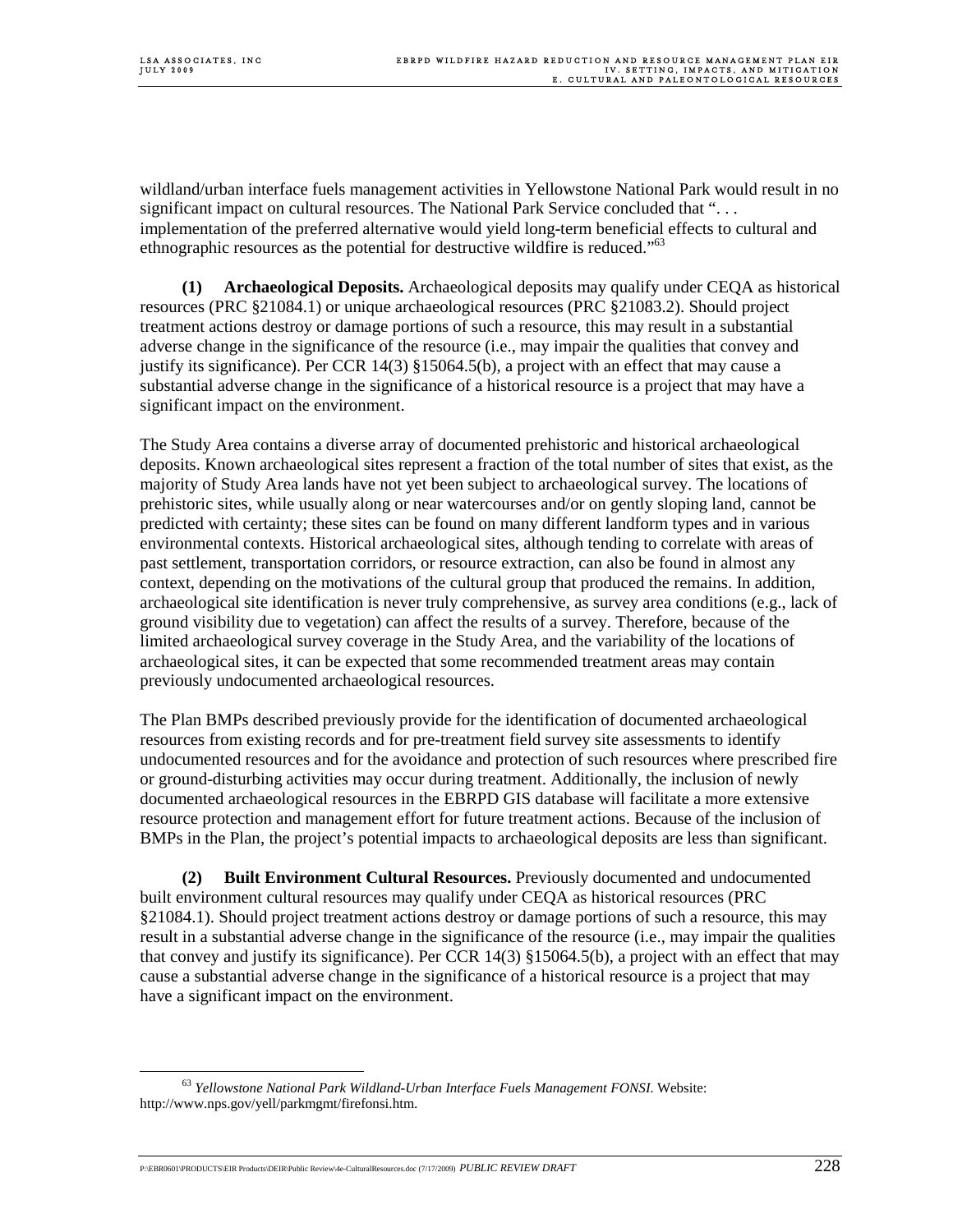wildland/urban interface fuels management activities in Yellowstone National Park would result in no significant impact on cultural resources. The National Park Service concluded that ". . . implementation of the preferred alternative would yield long-term beneficial effects to cultural and ethnographic resources as the potential for destructive wildfire is reduced."[63]

**(1) Archaeological Deposits.** Archaeological deposits may qualify under CEQA as historical resources (PRC §21084.1) or unique archaeological resources (PRC §21083.2). Should project treatment actions destroy or damage portions of such a resource, this may result in a substantial adverse change in the significance of the resource (i.e., may impair the qualities that convey and justify its significance). Per CCR 14(3) §15064.5(b), a project with an effect that may cause a substantial adverse change in the significance of a historical resource is a project that may have a significant impact on the environment.

The Study Area contains a diverse array of documented prehistoric and historical archaeological deposits. Known archaeological sites represent a fraction of the total number of sites that exist, as the majority of Study Area lands have not yet been subject to archaeological survey. The locations of prehistoric sites, while usually along or near watercourses and/or on gently sloping land, cannot be predicted with certainty; these sites can be found on many different landform types and in various environmental contexts. Historical archaeological sites, although tending to correlate with areas of past settlement, transportation corridors, or resource extraction, can also be found in almost any context, depending on the motivations of the cultural group that produced the remains. In addition, archaeological site identification is never truly comprehensive, as survey area conditions (e.g., lack of ground visibility due to vegetation) can affect the results of a survey. Therefore, because of the limited archaeological survey coverage in the Study Area, and the variability of the locations of archaeological sites, it can be expected that some recommended treatment areas may contain previously undocumented archaeological resources.

The Plan BMPs described previously provide for the identification of documented archaeological resources from existing records and for pre-treatment field survey site assessments to identify undocumented resources and for the avoidance and protection of such resources where prescribed fire or ground-disturbing activities may occur during treatment. Additionally, the inclusion of newly documented archaeological resources in the EBRPD GIS database will facilitate a more extensive resource protection and management effort for future treatment actions. Because of the inclusion of BMPs in the Plan, the project's potential impacts to archaeological deposits are less than significant.

**(2) Built Environment Cultural Resources.** Previously documented and undocumented built environment cultural resources may qualify under CEQA as historical resources (PRC §21084.1). Should project treatment actions destroy or damage portions of such a resource, this may result in a substantial adverse change in the significance of the resource (i.e., may impair the qualities that convey and justify its significance). Per CCR 14(3) §15064.5(b), a project with an effect that may cause a substantial adverse change in the significance of a historical resource is a project that may have a significant impact on the environment.

---

[63] *Yellowstone National Park Wildland-Urban Interface Fuels Management FONSI.* Website: http://www.nps.gov/yell/parkmgmt/firefonsi.htm.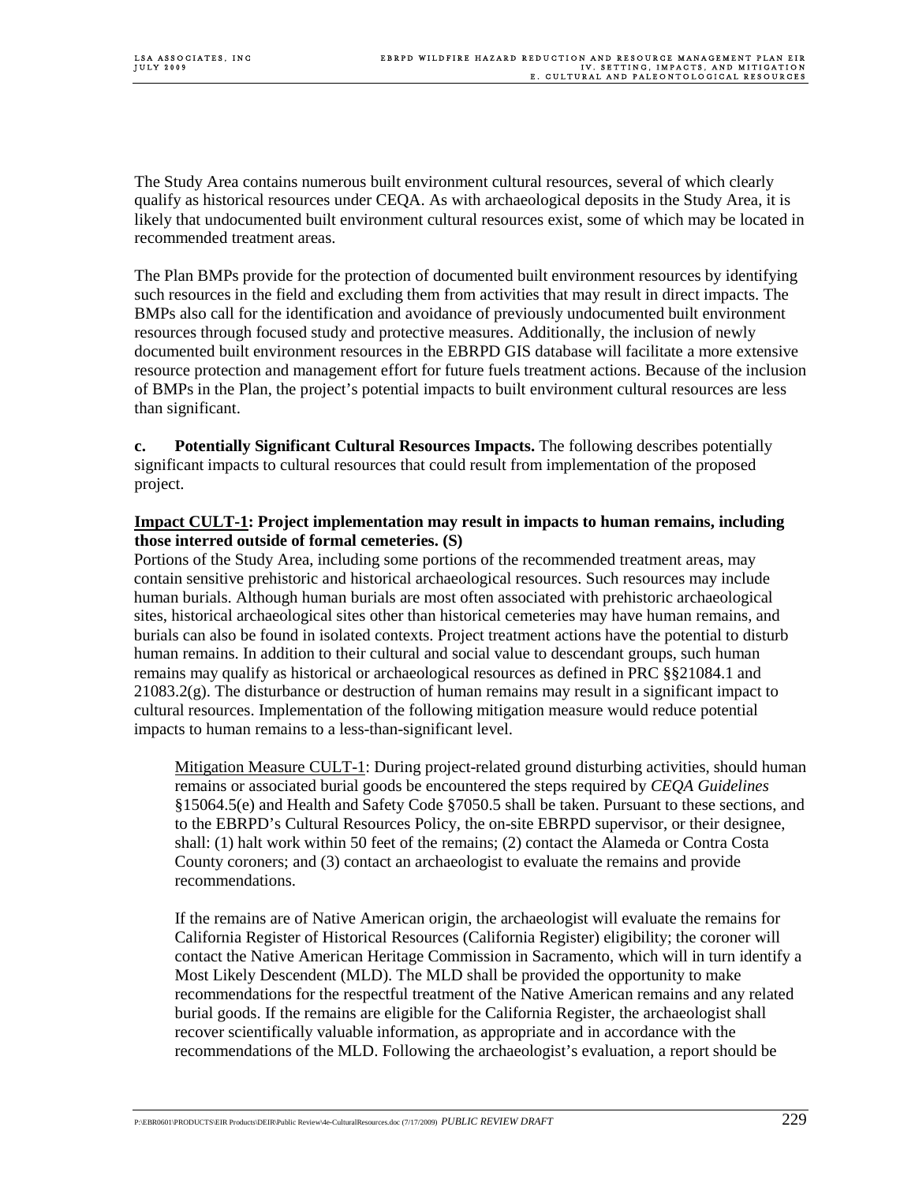The Study Area contains numerous built environment cultural resources, several of which clearly qualify as historical resources under CEQA. As with archaeological deposits in the Study Area, it is likely that undocumented built environment cultural resources exist, some of which may be located in recommended treatment areas.

The Plan BMPs provide for the protection of documented built environment resources by identifying such resources in the field and excluding them from activities that may result in direct impacts. The BMPs also call for the identification and avoidance of previously undocumented built environment resources through focused study and protective measures. Additionally, the inclusion of newly documented built environment resources in the EBRPD GIS database will facilitate a more extensive resource protection and management effort for future fuels treatment actions. Because of the inclusion of BMPs in the Plan, the project's potential impacts to built environment cultural resources are less than significant.

**c. Potentially Significant Cultural Resources Impacts.** The following describes potentially significant impacts to cultural resources that could result from implementation of the proposed project.

**Impact CULT-1: Project implementation may result in impacts to human remains, including those interred outside of formal cemeteries. (S)**

Portions of the Study Area, including some portions of the recommended treatment areas, may contain sensitive prehistoric and historical archaeological resources. Such resources may include human burials. Although human burials are most often associated with prehistoric archaeological sites, historical archaeological sites other than historical cemeteries may have human remains, and burials can also be found in isolated contexts. Project treatment actions have the potential to disturb human remains. In addition to their cultural and social value to descendant groups, such human remains may qualify as historical or archaeological resources as defined in PRC §§21084.1 and 21083.2(g). The disturbance or destruction of human remains may result in a significant impact to cultural resources. Implementation of the following mitigation measure would reduce potential impacts to human remains to a less-than-significant level.

Mitigation Measure CULT-1: During project-related ground disturbing activities, should human remains or associated burial goods be encountered the steps required by *CEQA Guidelines* §15064.5(e) and Health and Safety Code §7050.5 shall be taken. Pursuant to these sections, and to the EBRPD's Cultural Resources Policy, the on-site EBRPD supervisor, or their designee, shall: (1) halt work within 50 feet of the remains; (2) contact the Alameda or Contra Costa County coroners; and (3) contact an archaeologist to evaluate the remains and provide recommendations.

If the remains are of Native American origin, the archaeologist will evaluate the remains for California Register of Historical Resources (California Register) eligibility; the coroner will contact the Native American Heritage Commission in Sacramento, which will in turn identify a Most Likely Descendent (MLD). The MLD shall be provided the opportunity to make recommendations for the respectful treatment of the Native American remains and any related burial goods. If the remains are eligible for the California Register, the archaeologist shall recover scientifically valuable information, as appropriate and in accordance with the recommendations of the MLD. Following the archaeologist's evaluation, a report should be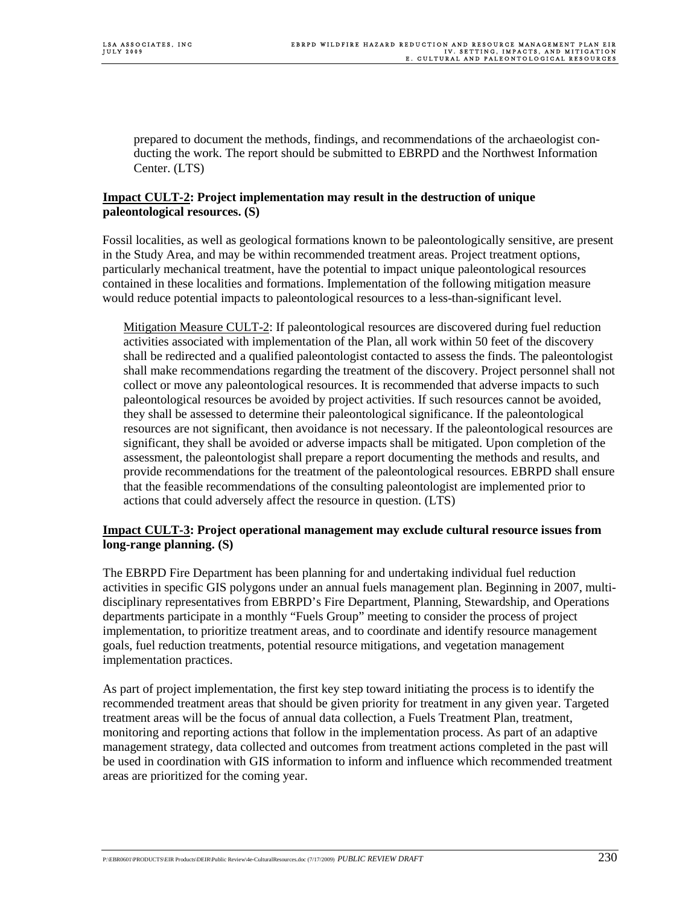prepared to document the methods, findings, and recommendations of the archaeologist conducting the work. The report should be submitted to EBRPD and the Northwest Information Center. (LTS)

**<u>Impact CULT-2</u>: Project implementation may result in the destruction of unique paleontological resources. (S)**

Fossil localities, as well as geological formations known to be paleontologically sensitive, are present in the Study Area, and may be within recommended treatment areas. Project treatment options, particularly mechanical treatment, have the potential to impact unique paleontological resources contained in these localities and formations. Implementation of the following mitigation measure would reduce potential impacts to paleontological resources to a less-than-significant level.

<u>Mitigation Measure CULT-2</u>: If paleontological resources are discovered during fuel reduction activities associated with implementation of the Plan, all work within 50 feet of the discovery shall be redirected and a qualified paleontologist contacted to assess the finds. The paleontologist shall make recommendations regarding the treatment of the discovery. Project personnel shall not collect or move any paleontological resources. It is recommended that adverse impacts to such paleontological resources be avoided by project activities. If such resources cannot be avoided, they shall be assessed to determine their paleontological significance. If the paleontological resources are not significant, then avoidance is not necessary. If the paleontological resources are significant, they shall be avoided or adverse impacts shall be mitigated. Upon completion of the assessment, the paleontologist shall prepare a report documenting the methods and results, and provide recommendations for the treatment of the paleontological resources. EBRPD shall ensure that the feasible recommendations of the consulting paleontologist are implemented prior to actions that could adversely affect the resource in question. (LTS)

**<u>Impact CULT-3</u>: Project operational management may exclude cultural resource issues from long-range planning. (S)**

The EBRPD Fire Department has been planning for and undertaking individual fuel reduction activities in specific GIS polygons under an annual fuels management plan. Beginning in 2007, multi-disciplinary representatives from EBRPD's Fire Department, Planning, Stewardship, and Operations departments participate in a monthly "Fuels Group" meeting to consider the process of project implementation, to prioritize treatment areas, and to coordinate and identify resource management goals, fuel reduction treatments, potential resource mitigations, and vegetation management implementation practices.

As part of project implementation, the first key step toward initiating the process is to identify the recommended treatment areas that should be given priority for treatment in any given year. Targeted treatment areas will be the focus of annual data collection, a Fuels Treatment Plan, treatment, monitoring and reporting actions that follow in the implementation process. As part of an adaptive management strategy, data collected and outcomes from treatment actions completed in the past will be used in coordination with GIS information to inform and influence which recommended treatment areas are prioritized for the coming year.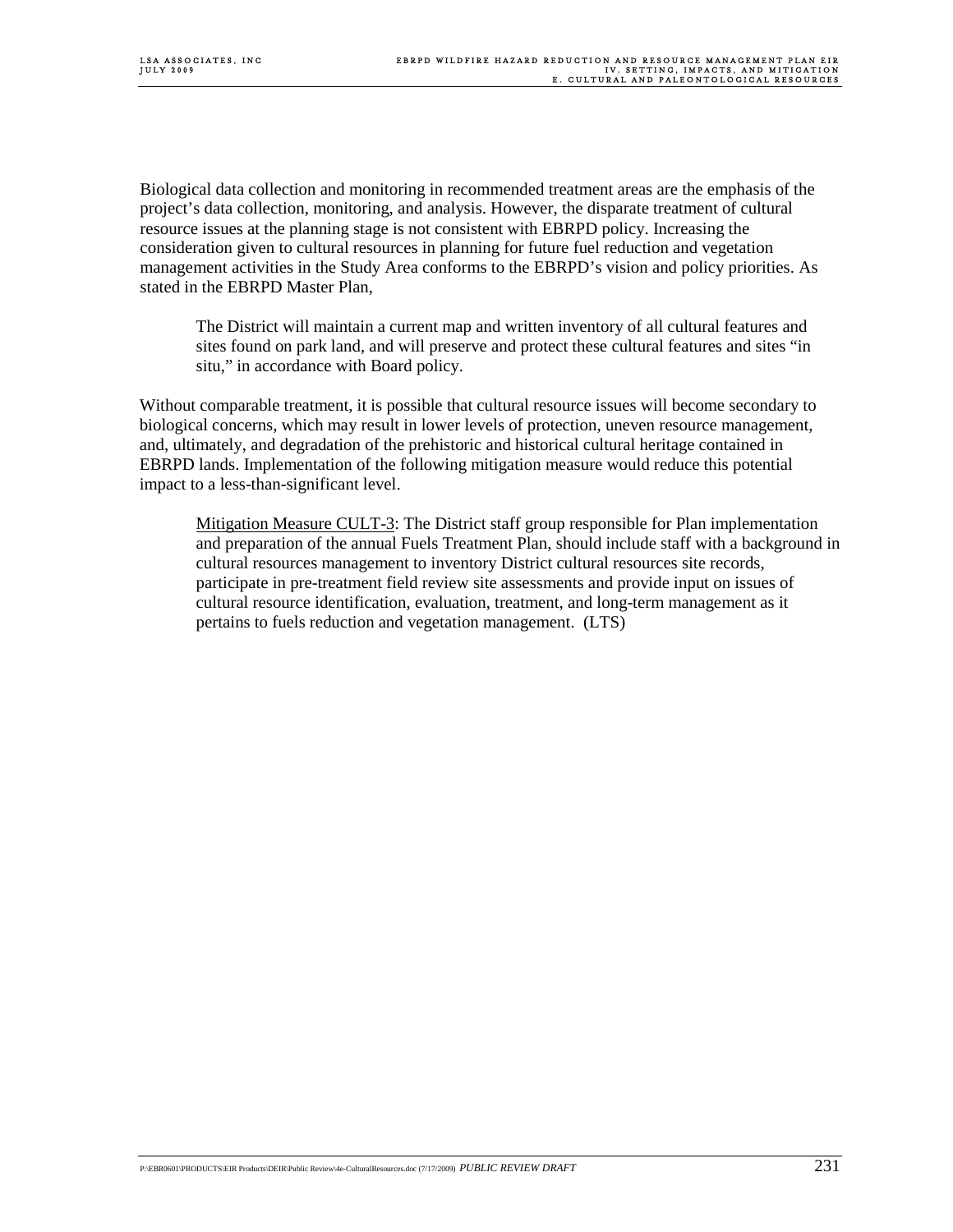Biological data collection and monitoring in recommended treatment areas are the emphasis of the project's data collection, monitoring, and analysis. However, the disparate treatment of cultural resource issues at the planning stage is not consistent with EBRPD policy. Increasing the consideration given to cultural resources in planning for future fuel reduction and vegetation management activities in the Study Area conforms to the EBRPD's vision and policy priorities. As stated in the EBRPD Master Plan,

> The District will maintain a current map and written inventory of all cultural features and sites found on park land, and will preserve and protect these cultural features and sites "in situ," in accordance with Board policy.

Without comparable treatment, it is possible that cultural resource issues will become secondary to biological concerns, which may result in lower levels of protection, uneven resource management, and, ultimately, and degradation of the prehistoric and historical cultural heritage contained in EBRPD lands. Implementation of the following mitigation measure would reduce this potential impact to a less-than-significant level.

> <u>Mitigation Measure CULT-3</u>: The District staff group responsible for Plan implementation and preparation of the annual Fuels Treatment Plan, should include staff with a background in cultural resources management to inventory District cultural resources site records, participate in pre-treatment field review site assessments and provide input on issues of cultural resource identification, evaluation, treatment, and long-term management as it pertains to fuels reduction and vegetation management. (LTS)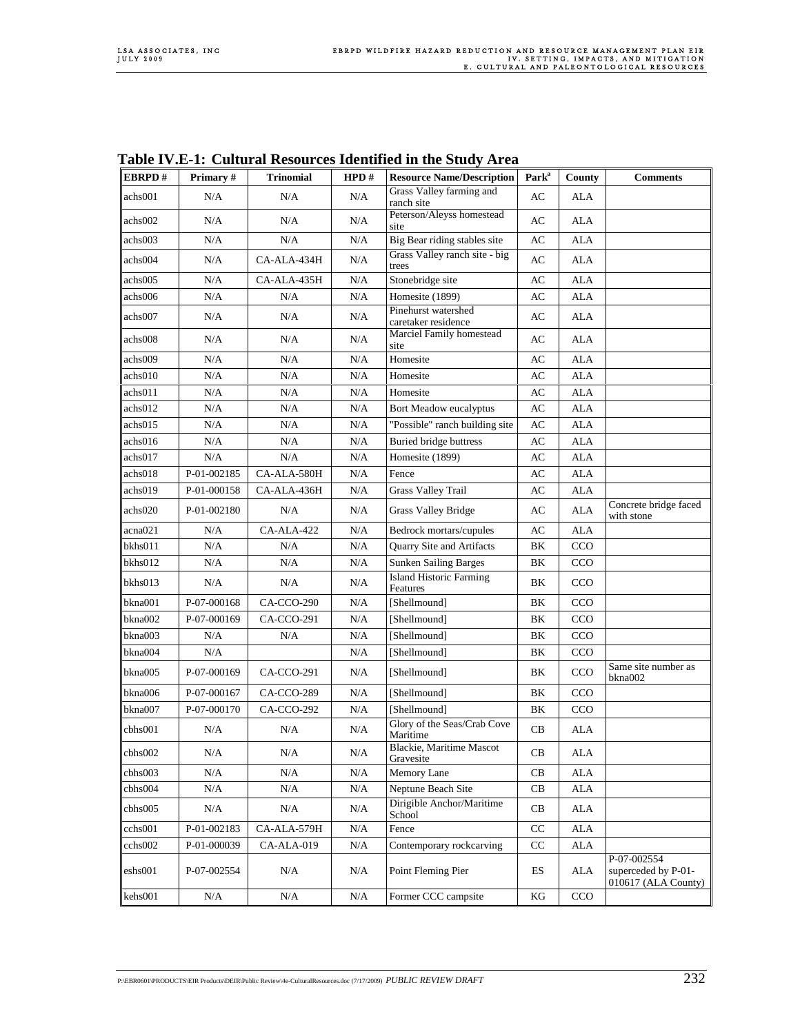**Table IV.E-1: Cultural Resources Identified in the Study Area**

| EBRPD # | Primary # | Trinomial | HPD # | Resource Name/Description | Park[a] | County | Comments |
|---|---|---|---|---|---|---|---|
| achs001 | N/A | N/A | N/A | Grass Valley farming and ranch site | AC | ALA | |
| achs002 | N/A | N/A | N/A | Peterson/Aleyss homestead site | AC | ALA | |
| achs003 | N/A | N/A | N/A | Big Bear riding stables site | AC | ALA | |
| achs004 | N/A | CA-ALA-434H | N/A | Grass Valley ranch site - big trees | AC | ALA | |
| achs005 | N/A | CA-ALA-435H | N/A | Stonebridge site | AC | ALA | |
| achs006 | N/A | N/A | N/A | Homesite (1899) | AC | ALA | |
| achs007 | N/A | N/A | N/A | Pinehurst watershed caretaker residence | AC | ALA | |
| achs008 | N/A | N/A | N/A | Marciel Family homestead site | AC | ALA | |
| achs009 | N/A | N/A | N/A | Homesite | AC | ALA | |
| achs010 | N/A | N/A | N/A | Homesite | AC | ALA | |
| achs011 | N/A | N/A | N/A | Homesite | AC | ALA | |
| achs012 | N/A | N/A | N/A | Bort Meadow eucalyptus | AC | ALA | |
| achs015 | N/A | N/A | N/A | "Possible" ranch building site | AC | ALA | |
| achs016 | N/A | N/A | N/A | Buried bridge buttress | AC | ALA | |
| achs017 | N/A | N/A | N/A | Homesite (1899) | AC | ALA | |
| achs018 | P-01-002185 | CA-ALA-580H | N/A | Fence | AC | ALA | |
| achs019 | P-01-000158 | CA-ALA-436H | N/A | Grass Valley Trail | AC | ALA | |
| achs020 | P-01-002180 | N/A | N/A | Grass Valley Bridge | AC | ALA | Concrete bridge faced with stone |
| acna021 | N/A | CA-ALA-422 | N/A | Bedrock mortars/cupules | AC | ALA | |
| bkhs011 | N/A | N/A | N/A | Quarry Site and Artifacts | BK | CCO | |
| bkhs012 | N/A | N/A | N/A | Sunken Sailing Barges | BK | CCO | |
| bkhs013 | N/A | N/A | N/A | Island Historic Farming Features | BK | CCO | |
| bkna001 | P-07-000168 | CA-CCO-290 | N/A | [Shellmound] | BK | CCO | |
| bkna002 | P-07-000169 | CA-CCO-291 | N/A | [Shellmound] | BK | CCO | |
| bkna003 | N/A | N/A | N/A | [Shellmound] | BK | CCO | |
| bkna004 | N/A | | N/A | [Shellmound] | BK | CCO | |
| bkna005 | P-07-000169 | CA-CCO-291 | N/A | [Shellmound] | BK | CCO | Same site number as bkna002 |
| bkna006 | P-07-000167 | CA-CCO-289 | N/A | [Shellmound] | BK | CCO | |
| bkna007 | P-07-000170 | CA-CCO-292 | N/A | [Shellmound] | BK | CCO | |
| cbhs001 | N/A | N/A | N/A | Glory of the Seas/Crab Cove Maritime | CB | ALA | |
| cbhs002 | N/A | N/A | N/A | Blackie, Maritime Mascot Gravesite | CB | ALA | |
| cbhs003 | N/A | N/A | N/A | Memory Lane | CB | ALA | |
| cbhs004 | N/A | N/A | N/A | Neptune Beach Site | CB | ALA | |
| cbhs005 | N/A | N/A | N/A | Dirigible Anchor/Maritime School | CB | ALA | |
| cchs001 | P-01-002183 | CA-ALA-579H | N/A | Fence | CC | ALA | |
| cchs002 | P-01-000039 | CA-ALA-019 | N/A | Contemporary rockcarving | CC | ALA | |
| eshs001 | P-07-002554 | N/A | N/A | Point Fleming Pier | ES | ALA | P-07-002554 superceded by P-01-010617 (ALA County) |
| kehs001 | N/A | N/A | N/A | Former CCC campsite | KG | CCO | |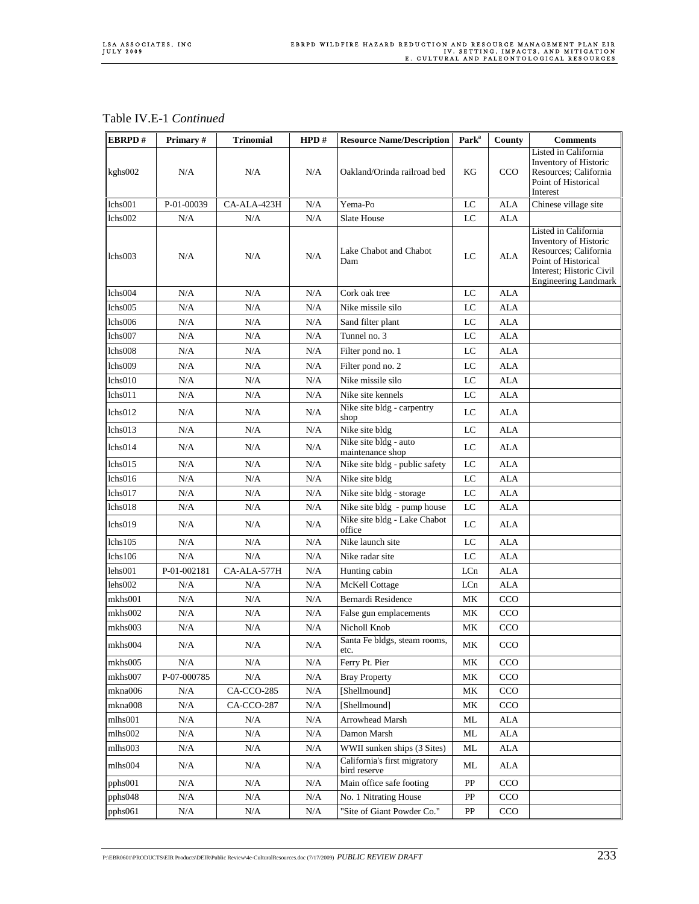Table IV.E-1 *Continued*

| EBRPD # | Primary # | Trinomial | HPD # | Resource Name/Description | Park[a] | County | Comments |
|---|---|---|---|---|---|---|---|
| kghs002 | N/A | N/A | N/A | Oakland/Orinda railroad bed | KG | CCO | Listed in California Inventory of Historic Resources; California Point of Historical Interest |
| lchs001 | P-01-00039 | CA-ALA-423H | N/A | Yema-Po | LC | ALA | Chinese village site |
| lchs002 | N/A | N/A | N/A | Slate House | LC | ALA | |
| lchs003 | N/A | N/A | N/A | Lake Chabot and Chabot Dam | LC | ALA | Listed in California Inventory of Historic Resources; California Point of Historical Interest; Historic Civil Engineering Landmark |
| lchs004 | N/A | N/A | N/A | Cork oak tree | LC | ALA | |
| lchs005 | N/A | N/A | N/A | Nike missile silo | LC | ALA | |
| lchs006 | N/A | N/A | N/A | Sand filter plant | LC | ALA | |
| lchs007 | N/A | N/A | N/A | Tunnel no. 3 | LC | ALA | |
| lchs008 | N/A | N/A | N/A | Filter pond no. 1 | LC | ALA | |
| lchs009 | N/A | N/A | N/A | Filter pond no. 2 | LC | ALA | |
| lchs010 | N/A | N/A | N/A | Nike missile silo | LC | ALA | |
| lchs011 | N/A | N/A | N/A | Nike site kennels | LC | ALA | |
| lchs012 | N/A | N/A | N/A | Nike site bldg - carpentry shop | LC | ALA | |
| lchs013 | N/A | N/A | N/A | Nike site bldg | LC | ALA | |
| lchs014 | N/A | N/A | N/A | Nike site bldg - auto maintenance shop | LC | ALA | |
| lchs015 | N/A | N/A | N/A | Nike site bldg - public safety | LC | ALA | |
| lchs016 | N/A | N/A | N/A | Nike site bldg | LC | ALA | |
| lchs017 | N/A | N/A | N/A | Nike site bldg - storage | LC | ALA | |
| lchs018 | N/A | N/A | N/A | Nike site bldg - pump house | LC | ALA | |
| lchs019 | N/A | N/A | N/A | Nike site bldg - Lake Chabot office | LC | ALA | |
| lchs105 | N/A | N/A | N/A | Nike launch site | LC | ALA | |
| lchs106 | N/A | N/A | N/A | Nike radar site | LC | ALA | |
| lehs001 | P-01-002181 | CA-ALA-577H | N/A | Hunting cabin | LCn | ALA | |
| lehs002 | N/A | N/A | N/A | McKell Cottage | LCn | ALA | |
| mkhs001 | N/A | N/A | N/A | Bernardi Residence | MK | CCO | |
| mkhs002 | N/A | N/A | N/A | False gun emplacements | MK | CCO | |
| mkhs003 | N/A | N/A | N/A | Nicholl Knob | MK | CCO | |
| mkhs004 | N/A | N/A | N/A | Santa Fe bldgs, steam rooms, etc. | MK | CCO | |
| mkhs005 | N/A | N/A | N/A | Ferry Pt. Pier | MK | CCO | |
| mkhs007 | P-07-000785 | N/A | N/A | Bray Property | MK | CCO | |
| mkna006 | N/A | CA-CCO-285 | N/A | [Shellmound] | MK | CCO | |
| mkna008 | N/A | CA-CCO-287 | N/A | [Shellmound] | MK | CCO | |
| mlhs001 | N/A | N/A | N/A | Arrowhead Marsh | ML | ALA | |
| mlhs002 | N/A | N/A | N/A | Damon Marsh | ML | ALA | |
| mlhs003 | N/A | N/A | N/A | WWII sunken ships (3 Sites) | ML | ALA | |
| mlhs004 | N/A | N/A | N/A | California's first migratory bird reserve | ML | ALA | |
| pphs001 | N/A | N/A | N/A | Main office safe footing | PP | CCO | |
| pphs048 | N/A | N/A | N/A | No. 1 Nitrating House | PP | CCO | |
| pphs061 | N/A | N/A | N/A | "Site of Giant Powder Co." | PP | CCO | |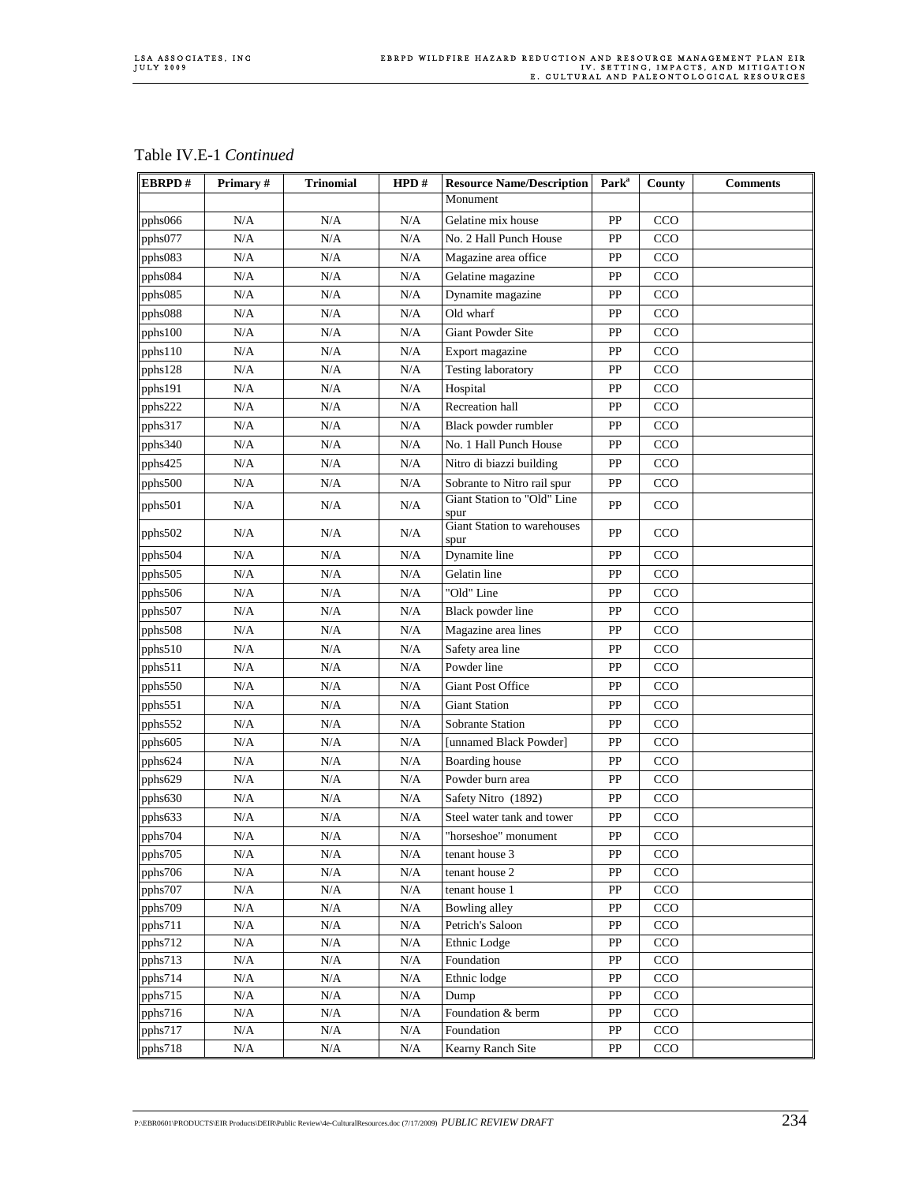Table IV.E-1 *Continued*

| EBRPD # | Primary # | Trinomial | HPD # | Resource Name/Description | Park[a] | County | Comments |
|---|---|---|---|---|---|---|---|
| | | | | Monument | | | |
| pphs066 | N/A | N/A | N/A | Gelatine mix house | PP | CCO | |
| pphs077 | N/A | N/A | N/A | No. 2 Hall Punch House | PP | CCO | |
| pphs083 | N/A | N/A | N/A | Magazine area office | PP | CCO | |
| pphs084 | N/A | N/A | N/A | Gelatine magazine | PP | CCO | |
| pphs085 | N/A | N/A | N/A | Dynamite magazine | PP | CCO | |
| pphs088 | N/A | N/A | N/A | Old wharf | PP | CCO | |
| pphs100 | N/A | N/A | N/A | Giant Powder Site | PP | CCO | |
| pphs110 | N/A | N/A | N/A | Export magazine | PP | CCO | |
| pphs128 | N/A | N/A | N/A | Testing laboratory | PP | CCO | |
| pphs191 | N/A | N/A | N/A | Hospital | PP | CCO | |
| pphs222 | N/A | N/A | N/A | Recreation hall | PP | CCO | |
| pphs317 | N/A | N/A | N/A | Black powder rumbler | PP | CCO | |
| pphs340 | N/A | N/A | N/A | No. 1 Hall Punch House | PP | CCO | |
| pphs425 | N/A | N/A | N/A | Nitro di biazzi building | PP | CCO | |
| pphs500 | N/A | N/A | N/A | Sobrante to Nitro rail spur | PP | CCO | |
| pphs501 | N/A | N/A | N/A | Giant Station to "Old" Line spur | PP | CCO | |
| pphs502 | N/A | N/A | N/A | Giant Station to warehouses spur | PP | CCO | |
| pphs504 | N/A | N/A | N/A | Dynamite line | PP | CCO | |
| pphs505 | N/A | N/A | N/A | Gelatin line | PP | CCO | |
| pphs506 | N/A | N/A | N/A | "Old" Line | PP | CCO | |
| pphs507 | N/A | N/A | N/A | Black powder line | PP | CCO | |
| pphs508 | N/A | N/A | N/A | Magazine area lines | PP | CCO | |
| pphs510 | N/A | N/A | N/A | Safety area line | PP | CCO | |
| pphs511 | N/A | N/A | N/A | Powder line | PP | CCO | |
| pphs550 | N/A | N/A | N/A | Giant Post Office | PP | CCO | |
| pphs551 | N/A | N/A | N/A | Giant Station | PP | CCO | |
| pphs552 | N/A | N/A | N/A | Sobrante Station | PP | CCO | |
| pphs605 | N/A | N/A | N/A | [unnamed Black Powder] | PP | CCO | |
| pphs624 | N/A | N/A | N/A | Boarding house | PP | CCO | |
| pphs629 | N/A | N/A | N/A | Powder burn area | PP | CCO | |
| pphs630 | N/A | N/A | N/A | Safety Nitro (1892) | PP | CCO | |
| pphs633 | N/A | N/A | N/A | Steel water tank and tower | PP | CCO | |
| pphs704 | N/A | N/A | N/A | "horseshoe" monument | PP | CCO | |
| pphs705 | N/A | N/A | N/A | tenant house 3 | PP | CCO | |
| pphs706 | N/A | N/A | N/A | tenant house 2 | PP | CCO | |
| pphs707 | N/A | N/A | N/A | tenant house 1 | PP | CCO | |
| pphs709 | N/A | N/A | N/A | Bowling alley | PP | CCO | |
| pphs711 | N/A | N/A | N/A | Petrich's Saloon | PP | CCO | |
| pphs712 | N/A | N/A | N/A | Ethnic Lodge | PP | CCO | |
| pphs713 | N/A | N/A | N/A | Foundation | PP | CCO | |
| pphs714 | N/A | N/A | N/A | Ethnic lodge | PP | CCO | |
| pphs715 | N/A | N/A | N/A | Dump | PP | CCO | |
| pphs716 | N/A | N/A | N/A | Foundation & berm | PP | CCO | |
| pphs717 | N/A | N/A | N/A | Foundation | PP | CCO | |
| pphs718 | N/A | N/A | N/A | Kearny Ranch Site | PP | CCO | |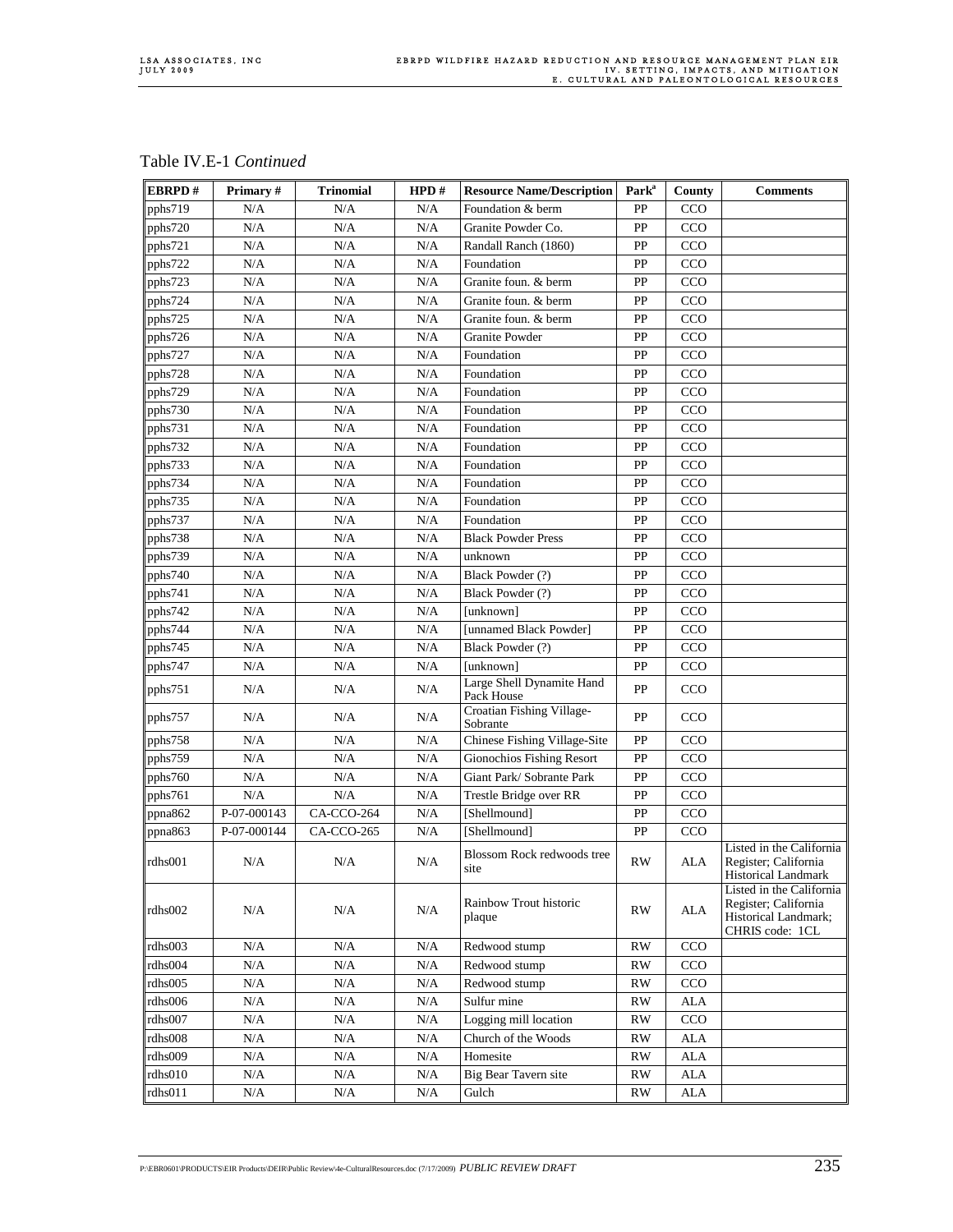Table IV.E-1 *Continued*

| EBRPD # | Primary # | Trinomial | HPD # | Resource Name/Description | Park[a] | County | Comments |
|---|---|---|---|---|---|---|---|
| pphs719 | N/A | N/A | N/A | Foundation & berm | PP | CCO | |
| pphs720 | N/A | N/A | N/A | Granite Powder Co. | PP | CCO | |
| pphs721 | N/A | N/A | N/A | Randall Ranch (1860) | PP | CCO | |
| pphs722 | N/A | N/A | N/A | Foundation | PP | CCO | |
| pphs723 | N/A | N/A | N/A | Granite foun. & berm | PP | CCO | |
| pphs724 | N/A | N/A | N/A | Granite foun. & berm | PP | CCO | |
| pphs725 | N/A | N/A | N/A | Granite foun. & berm | PP | CCO | |
| pphs726 | N/A | N/A | N/A | Granite Powder | PP | CCO | |
| pphs727 | N/A | N/A | N/A | Foundation | PP | CCO | |
| pphs728 | N/A | N/A | N/A | Foundation | PP | CCO | |
| pphs729 | N/A | N/A | N/A | Foundation | PP | CCO | |
| pphs730 | N/A | N/A | N/A | Foundation | PP | CCO | |
| pphs731 | N/A | N/A | N/A | Foundation | PP | CCO | |
| pphs732 | N/A | N/A | N/A | Foundation | PP | CCO | |
| pphs733 | N/A | N/A | N/A | Foundation | PP | CCO | |
| pphs734 | N/A | N/A | N/A | Foundation | PP | CCO | |
| pphs735 | N/A | N/A | N/A | Foundation | PP | CCO | |
| pphs737 | N/A | N/A | N/A | Foundation | PP | CCO | |
| pphs738 | N/A | N/A | N/A | Black Powder Press | PP | CCO | |
| pphs739 | N/A | N/A | N/A | unknown | PP | CCO | |
| pphs740 | N/A | N/A | N/A | Black Powder (?) | PP | CCO | |
| pphs741 | N/A | N/A | N/A | Black Powder (?) | PP | CCO | |
| pphs742 | N/A | N/A | N/A | [unknown] | PP | CCO | |
| pphs744 | N/A | N/A | N/A | [unnamed Black Powder] | PP | CCO | |
| pphs745 | N/A | N/A | N/A | Black Powder (?) | PP | CCO | |
| pphs747 | N/A | N/A | N/A | [unknown] | PP | CCO | |
| pphs751 | N/A | N/A | N/A | Large Shell Dynamite Hand Pack House | PP | CCO | |
| pphs757 | N/A | N/A | N/A | Croatian Fishing Village-Sobrante | PP | CCO | |
| pphs758 | N/A | N/A | N/A | Chinese Fishing Village-Site | PP | CCO | |
| pphs759 | N/A | N/A | N/A | Gionochios Fishing Resort | PP | CCO | |
| pphs760 | N/A | N/A | N/A | Giant Park/ Sobrante Park | PP | CCO | |
| pphs761 | N/A | N/A | N/A | Trestle Bridge over RR | PP | CCO | |
| ppna862 | P-07-000143 | CA-CCO-264 | N/A | [Shellmound] | PP | CCO | |
| ppna863 | P-07-000144 | CA-CCO-265 | N/A | [Shellmound] | PP | CCO | |
| rdhs001 | N/A | N/A | N/A | Blossom Rock redwoods tree site | RW | ALA | Listed in the California Register; California Historical Landmark |
| rdhs002 | N/A | N/A | N/A | Rainbow Trout historic plaque | RW | ALA | Listed in the California Register; California Historical Landmark; CHRIS code: 1CL |
| rdhs003 | N/A | N/A | N/A | Redwood stump | RW | CCO | |
| rdhs004 | N/A | N/A | N/A | Redwood stump | RW | CCO | |
| rdhs005 | N/A | N/A | N/A | Redwood stump | RW | CCO | |
| rdhs006 | N/A | N/A | N/A | Sulfur mine | RW | ALA | |
| rdhs007 | N/A | N/A | N/A | Logging mill location | RW | CCO | |
| rdhs008 | N/A | N/A | N/A | Church of the Woods | RW | ALA | |
| rdhs009 | N/A | N/A | N/A | Homesite | RW | ALA | |
| rdhs010 | N/A | N/A | N/A | Big Bear Tavern site | RW | ALA | |
| rdhs011 | N/A | N/A | N/A | Gulch | RW | ALA | |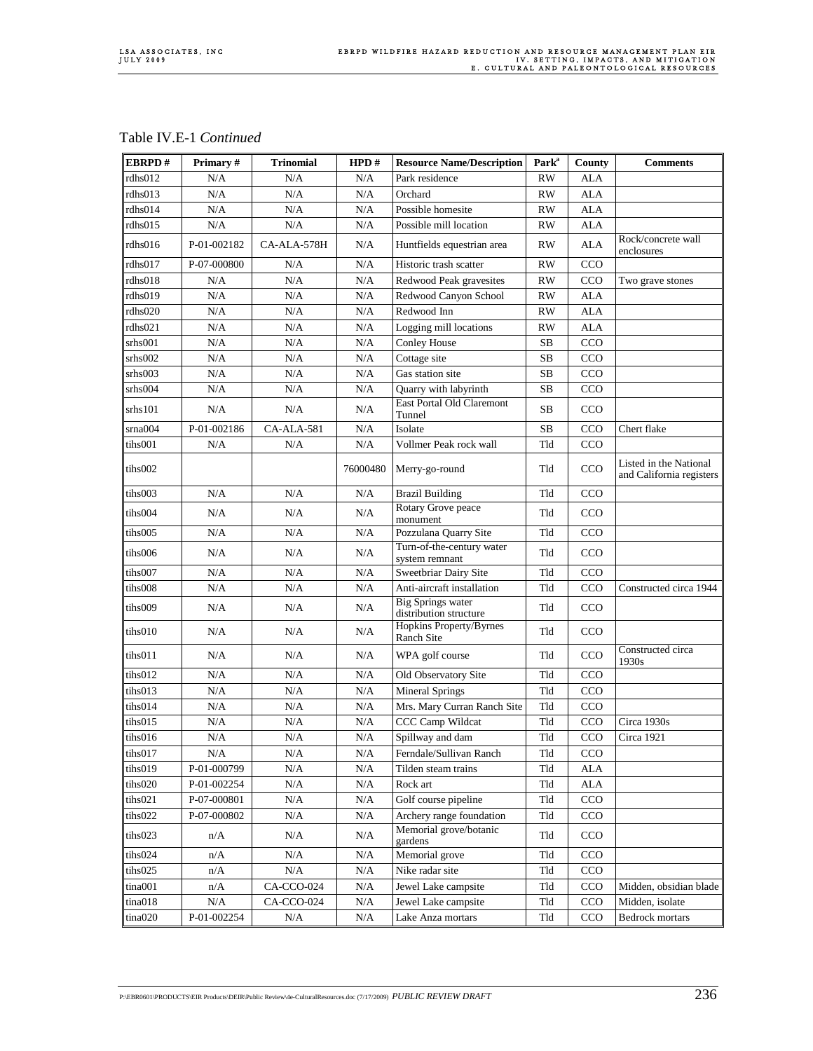Table IV.E-1 *Continued*

| EBRPD # | Primary # | Trinomial | HPD # | Resource Name/Description | Park[a] | County | Comments |
|---|---|---|---|---|---|---|---|
| rdhs012 | N/A | N/A | N/A | Park residence | RW | ALA | |
| rdhs013 | N/A | N/A | N/A | Orchard | RW | ALA | |
| rdhs014 | N/A | N/A | N/A | Possible homesite | RW | ALA | |
| rdhs015 | N/A | N/A | N/A | Possible mill location | RW | ALA | |
| rdhs016 | P-01-002182 | CA-ALA-578H | N/A | Huntfields equestrian area | RW | ALA | Rock/concrete wall enclosures |
| rdhs017 | P-07-000800 | N/A | N/A | Historic trash scatter | RW | CCO | |
| rdhs018 | N/A | N/A | N/A | Redwood Peak gravesites | RW | CCO | Two grave stones |
| rdhs019 | N/A | N/A | N/A | Redwood Canyon School | RW | ALA | |
| rdhs020 | N/A | N/A | N/A | Redwood Inn | RW | ALA | |
| rdhs021 | N/A | N/A | N/A | Logging mill locations | RW | ALA | |
| srhs001 | N/A | N/A | N/A | Conley House | SB | CCO | |
| srhs002 | N/A | N/A | N/A | Cottage site | SB | CCO | |
| srhs003 | N/A | N/A | N/A | Gas station site | SB | CCO | |
| srhs004 | N/A | N/A | N/A | Quarry with labyrinth | SB | CCO | |
| srhs101 | N/A | N/A | N/A | East Portal Old Claremont Tunnel | SB | CCO | |
| srna004 | P-01-002186 | CA-ALA-581 | N/A | Isolate | SB | CCO | Chert flake |
| tihs001 | N/A | N/A | N/A | Vollmer Peak rock wall | Tld | CCO | |
| tihs002 | | | 76000480 | Merry-go-round | Tld | CCO | Listed in the National and California registers |
| tihs003 | N/A | N/A | N/A | Brazil Building | Tld | CCO | |
| tihs004 | N/A | N/A | N/A | Rotary Grove peace monument | Tld | CCO | |
| tihs005 | N/A | N/A | N/A | Pozzulana Quarry Site | Tld | CCO | |
| tihs006 | N/A | N/A | N/A | Turn-of-the-century water system remnant | Tld | CCO | |
| tihs007 | N/A | N/A | N/A | Sweetbriar Dairy Site | Tld | CCO | |
| tihs008 | N/A | N/A | N/A | Anti-aircraft installation | Tld | CCO | Constructed circa 1944 |
| tihs009 | N/A | N/A | N/A | Big Springs water distribution structure | Tld | CCO | |
| tihs010 | N/A | N/A | N/A | Hopkins Property/Byrnes Ranch Site | Tld | CCO | |
| tihs011 | N/A | N/A | N/A | WPA golf course | Tld | CCO | Constructed circa 1930s |
| tihs012 | N/A | N/A | N/A | Old Observatory Site | Tld | CCO | |
| tihs013 | N/A | N/A | N/A | Mineral Springs | Tld | CCO | |
| tihs014 | N/A | N/A | N/A | Mrs. Mary Curran Ranch Site | Tld | CCO | |
| tihs015 | N/A | N/A | N/A | CCC Camp Wildcat | Tld | CCO | Circa 1930s |
| tihs016 | N/A | N/A | N/A | Spillway and dam | Tld | CCO | Circa 1921 |
| tihs017 | N/A | N/A | N/A | Ferndale/Sullivan Ranch | Tld | CCO | |
| tihs019 | P-01-000799 | N/A | N/A | Tilden steam trains | Tld | ALA | |
| tihs020 | P-01-002254 | N/A | N/A | Rock art | Tld | ALA | |
| tihs021 | P-07-000801 | N/A | N/A | Golf course pipeline | Tld | CCO | |
| tihs022 | P-07-000802 | N/A | N/A | Archery range foundation | Tld | CCO | |
| tihs023 | n/A | N/A | N/A | Memorial grove/botanic gardens | Tld | CCO | |
| tihs024 | n/A | N/A | N/A | Memorial grove | Tld | CCO | |
| tihs025 | n/A | N/A | N/A | Nike radar site | Tld | CCO | |
| tina001 | n/A | CA-CCO-024 | N/A | Jewel Lake campsite | Tld | CCO | Midden, obsidian blade |
| tina018 | N/A | CA-CCO-024 | N/A | Jewel Lake campsite | Tld | CCO | Midden, isolate |
| tina020 | P-01-002254 | N/A | N/A | Lake Anza mortars | Tld | CCO | Bedrock mortars |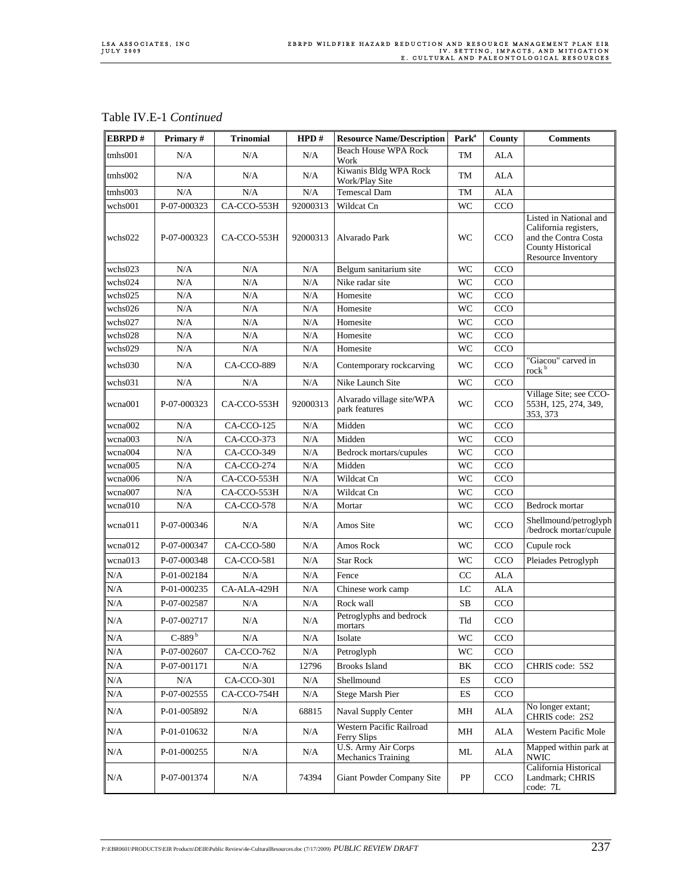Table IV.E-1 *Continued*

| EBRPD # | Primary # | Trinomial | HPD # | Resource Name/Description | Park[a] | County | Comments |
|---|---|---|---|---|---|---|---|
| tmhs001 | N/A | N/A | N/A | Beach House WPA Rock Work | TM | ALA | |
| tmhs002 | N/A | N/A | N/A | Kiwanis Bldg WPA Rock Work/Play Site | TM | ALA | |
| tmhs003 | N/A | N/A | N/A | Temescal Dam | TM | ALA | |
| wchs001 | P-07-000323 | CA-CCO-553H | 92000313 | Wildcat Cn | WC | CCO | |
| wchs022 | P-07-000323 | CA-CCO-553H | 92000313 | Alvarado Park | WC | CCO | Listed in National and California registers, and the Contra Costa County Historical Resource Inventory |
| wchs023 | N/A | N/A | N/A | Belgum sanitarium site | WC | CCO | |
| wchs024 | N/A | N/A | N/A | Nike radar site | WC | CCO | |
| wchs025 | N/A | N/A | N/A | Homesite | WC | CCO | |
| wchs026 | N/A | N/A | N/A | Homesite | WC | CCO | |
| wchs027 | N/A | N/A | N/A | Homesite | WC | CCO | |
| wchs028 | N/A | N/A | N/A | Homesite | WC | CCO | |
| wchs029 | N/A | N/A | N/A | Homesite | WC | CCO | |
| wchs030 | N/A | CA-CCO-889 | N/A | Contemporary rockcarving | WC | CCO | "Giacou" carved in rock [b] |
| wchs031 | N/A | N/A | N/A | Nike Launch Site | WC | CCO | |
| wcna001 | P-07-000323 | CA-CCO-553H | 92000313 | Alvarado village site/WPA park features | WC | CCO | Village Site; see CCO-553H, 125, 274, 349, 353, 373 |
| wcna002 | N/A | CA-CCO-125 | N/A | Midden | WC | CCO | |
| wcna003 | N/A | CA-CCO-373 | N/A | Midden | WC | CCO | |
| wcna004 | N/A | CA-CCO-349 | N/A | Bedrock mortars/cupules | WC | CCO | |
| wcna005 | N/A | CA-CCO-274 | N/A | Midden | WC | CCO | |
| wcna006 | N/A | CA-CCO-553H | N/A | Wildcat Cn | WC | CCO | |
| wcna007 | N/A | CA-CCO-553H | N/A | Wildcat Cn | WC | CCO | |
| wcna010 | N/A | CA-CCO-578 | N/A | Mortar | WC | CCO | Bedrock mortar |
| wcna011 | P-07-000346 | N/A | N/A | Amos Site | WC | CCO | Shellmound/petroglyph /bedrock mortar/cupule |
| wcna012 | P-07-000347 | CA-CCO-580 | N/A | Amos Rock | WC | CCO | Cupule rock |
| wcna013 | P-07-000348 | CA-CCO-581 | N/A | Star Rock | WC | CCO | Pleiades Petroglyph |
| N/A | P-01-002184 | N/A | N/A | Fence | CC | ALA | |
| N/A | P-01-000235 | CA-ALA-429H | N/A | Chinese work camp | LC | ALA | |
| N/A | P-07-002587 | N/A | N/A | Rock wall | SB | CCO | |
| N/A | P-07-002717 | N/A | N/A | Petroglyphs and bedrock mortars | Tld | CCO | |
| N/A | C-889 [b] | N/A | N/A | Isolate | WC | CCO | |
| N/A | P-07-002607 | CA-CCO-762 | N/A | Petroglyph | WC | CCO | |
| N/A | P-07-001171 | N/A | 12796 | Brooks Island | BK | CCO | CHRIS code: 5S2 |
| N/A | N/A | CA-CCO-301 | N/A | Shellmound | ES | CCO | |
| N/A | P-07-002555 | CA-CCO-754H | N/A | Stege Marsh Pier | ES | CCO | |
| N/A | P-01-005892 | N/A | 68815 | Naval Supply Center | MH | ALA | No longer extant; CHRIS code: 2S2 |
| N/A | P-01-010632 | N/A | N/A | Western Pacific Railroad Ferry Slips | MH | ALA | Western Pacific Mole |
| N/A | P-01-000255 | N/A | N/A | U.S. Army Air Corps Mechanics Training | ML | ALA | Mapped within park at NWIC |
| N/A | P-07-001374 | N/A | 74394 | Giant Powder Company Site | PP | CCO | California Historical Landmark; CHRIS code: 7L |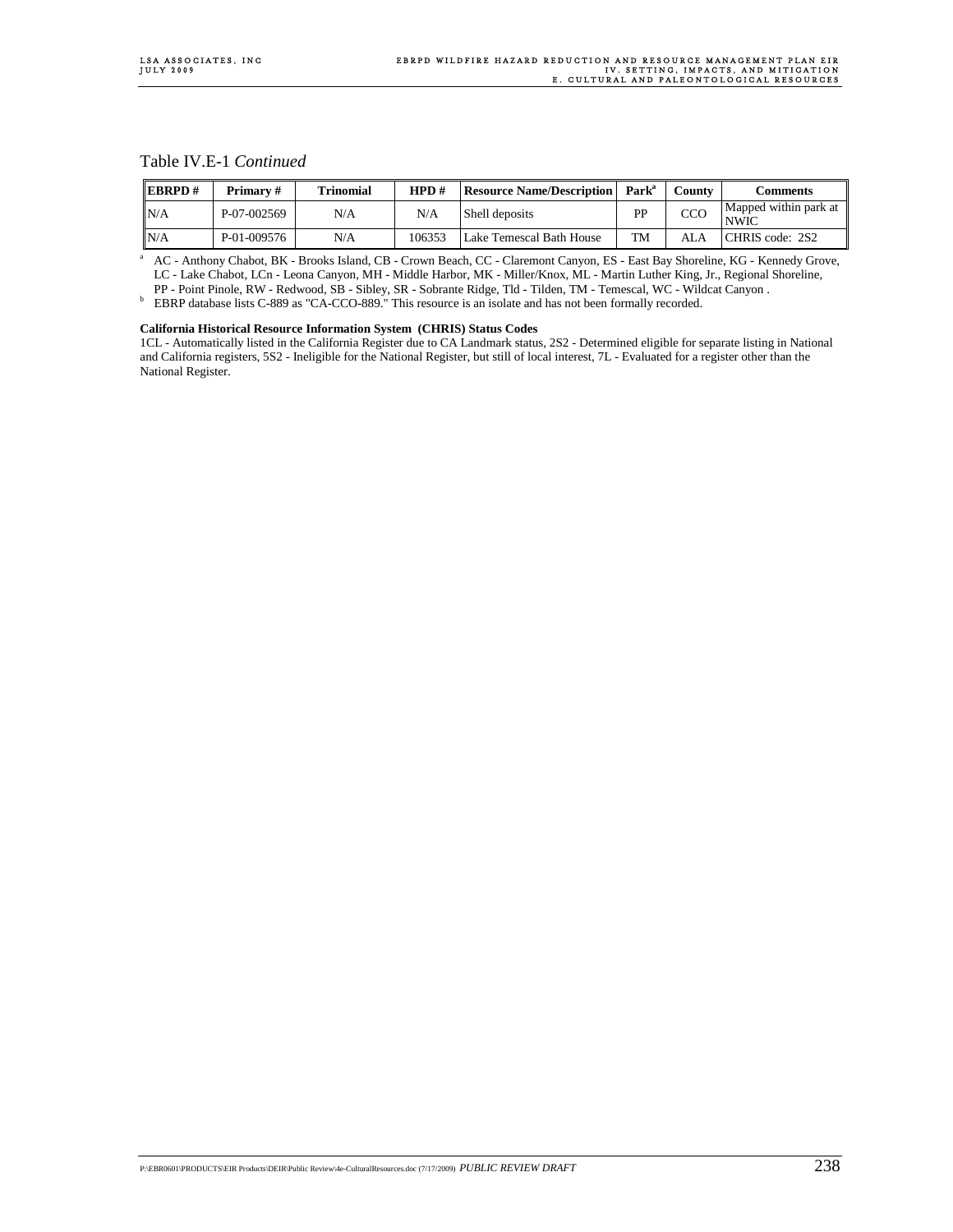Table IV.E-1 *Continued*

| EBRPD # | Primary # | Trinomial | HPD # | Resource Name/Description | Park[a] | County | Comments |
|---|---|---|---|---|---|---|---|
| N/A | P-07-002569 | N/A | N/A | Shell deposits | PP | CCO | Mapped within park at NWIC |
| N/A | P-01-009576 | N/A | 106353 | Lake Temescal Bath House | TM | ALA | CHRIS code: 2S2 |

[a] AC - Anthony Chabot, BK - Brooks Island, CB - Crown Beach, CC - Claremont Canyon, ES - East Bay Shoreline, KG - Kennedy Grove, LC - Lake Chabot, LCn - Leona Canyon, MH - Middle Harbor, MK - Miller/Knox, ML - Martin Luther King, Jr., Regional Shoreline, PP - Point Pinole, RW - Redwood, SB - Sibley, SR - Sobrante Ridge, Tld - Tilden, TM - Temescal, WC - Wildcat Canyon .

[b] EBRP database lists C-889 as "CA-CCO-889." This resource is an isolate and has not been formally recorded.

**California Historical Resource Information System (CHRIS) Status Codes**

1CL - Automatically listed in the California Register due to CA Landmark status, 2S2 - Determined eligible for separate listing in National and California registers, 5S2 - Ineligible for the National Register, but still of local interest, 7L - Evaluated for a register other than the National Register.